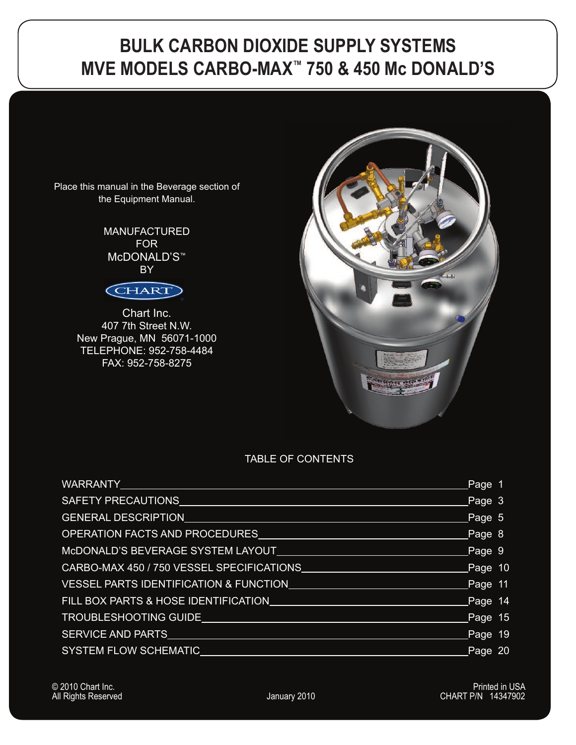# BULK CARBON DIOXIDE SUPPLY SYSTEMS
# MVE MODELS CARBO-MAX™ 750 & 450 Mc DONALD'S

Place this manual in the Beverage section of the Equipment Manual.

MANUFACTURED
FOR
McDONALD'S™
BY

CHART

Chart Inc.
407 7th Street N.W.
New Prague, MN 56071-1000
TELEPHONE: 952-758-4484
FAX: 952-758-8275

## TABLE OF CONTENTS

| Section | Page |
| --- | --- |
| WARRANTY | Page 1 |
| SAFETY PRECAUTIONS | Page 3 |
| GENERAL DESCRIPTION | Page 5 |
| OPERATION FACTS AND PROCEDURES | Page 8 |
| McDONALD'S BEVERAGE SYSTEM LAYOUT | Page 9 |
| CARBO-MAX 450 / 750 VESSEL SPECIFICATIONS | Page 10 |
| VESSEL PARTS IDENTIFICATION & FUNCTION | Page 11 |
| FILL BOX PARTS & HOSE IDENTIFICATION | Page 14 |
| TROUBLESHOOTING GUIDE | Page 15 |
| SERVICE AND PARTS | Page 19 |
| SYSTEM FLOW SCHEMATIC | Page 20 |

© 2010 Chart Inc.
All Rights Reserved

January 2010

Printed in USA
CHART P/N 14347902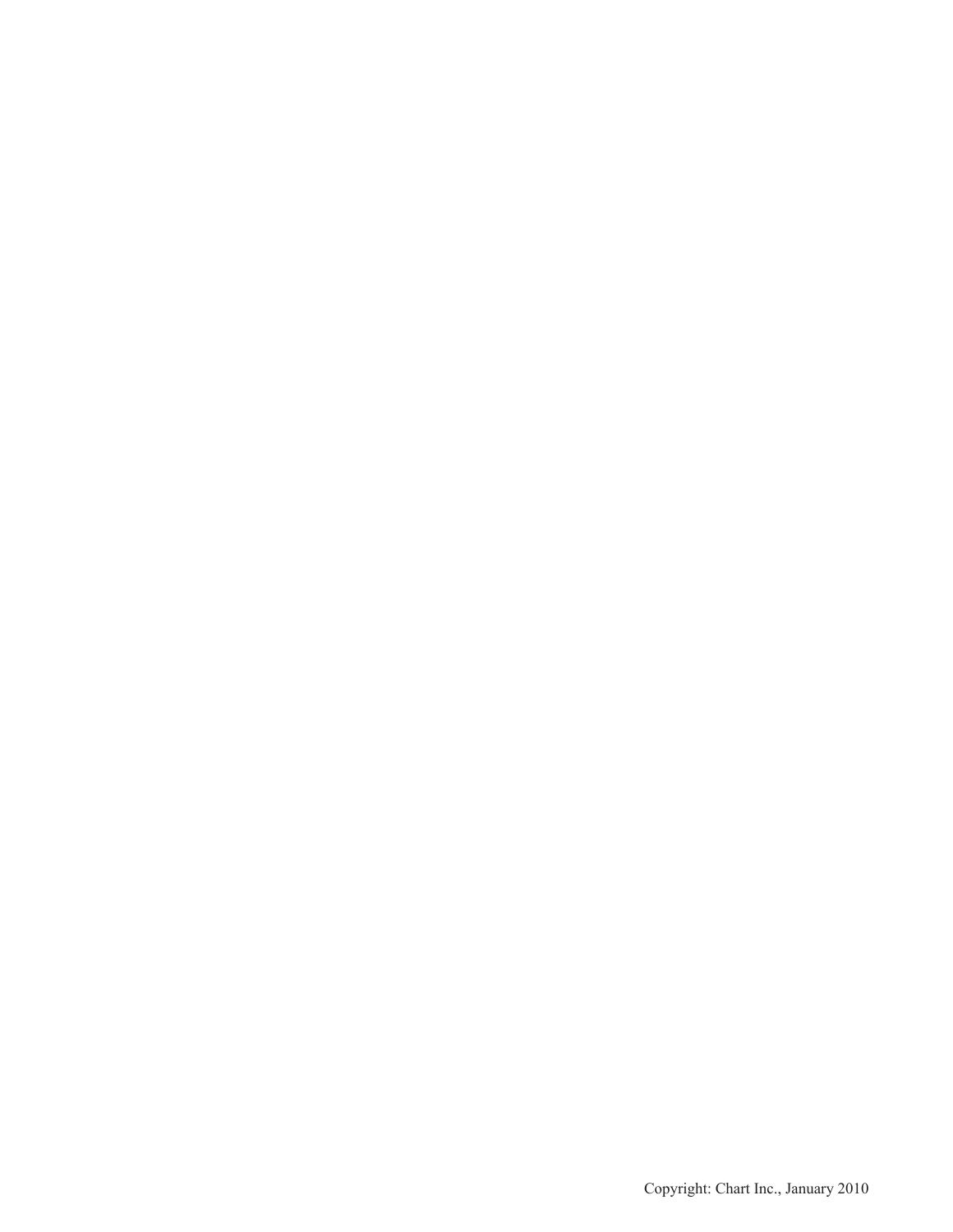Copyright: Chart Inc., January 2010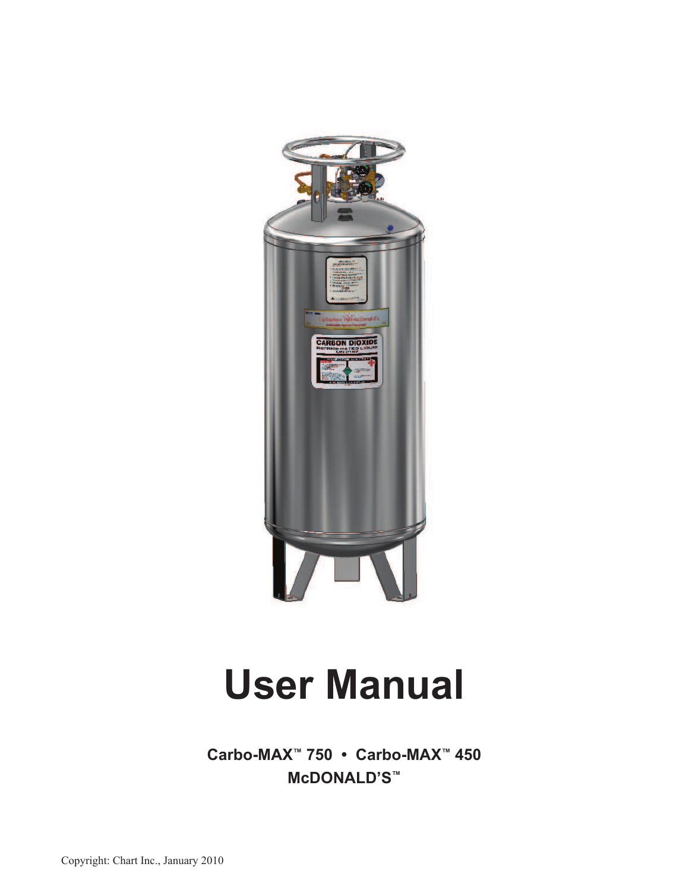# User Manual

**Carbo-MAX™ 750 • Carbo-MAX™ 450**

**McDONALD'S™**

Copyright: Chart Inc., January 2010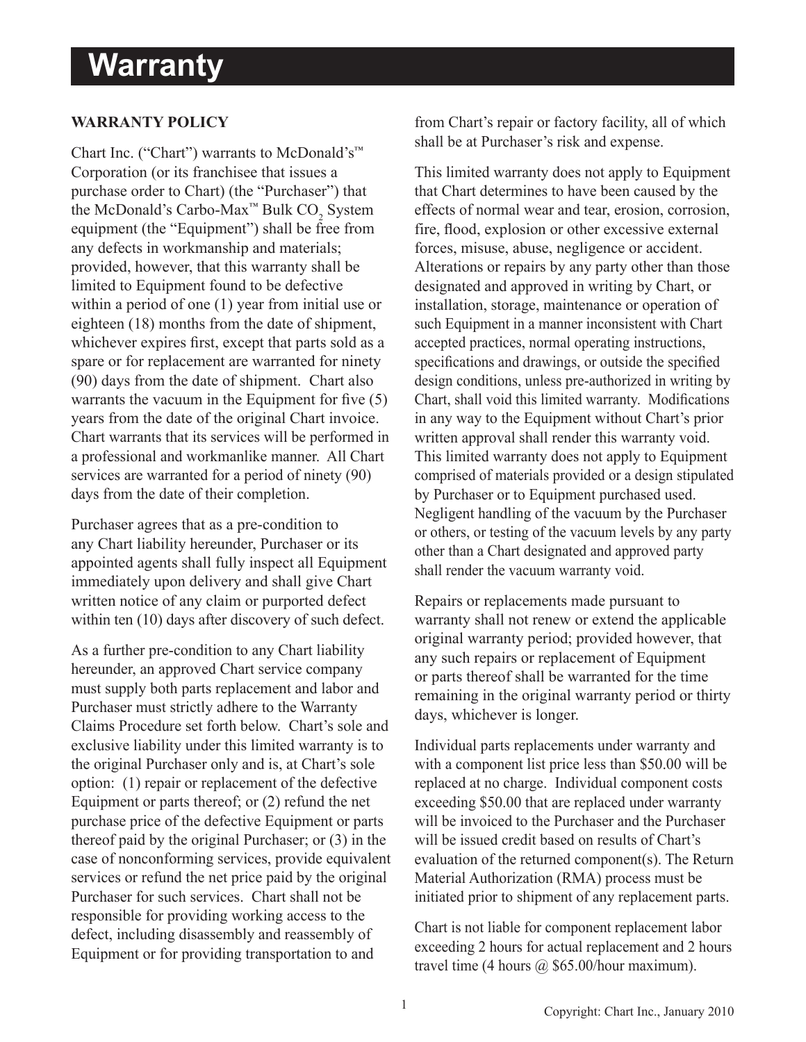# Warranty

## WARRANTY POLICY

Chart Inc. ("Chart") warrants to McDonald's™ Corporation (or its franchisee that issues a purchase order to Chart) (the "Purchaser") that the McDonald's Carbo-Max™ Bulk $CO_2$ System equipment (the "Equipment") shall be free from any defects in workmanship and materials; provided, however, that this warranty shall be limited to Equipment found to be defective within a period of one (1) year from initial use or eighteen (18) months from the date of shipment, whichever expires first, except that parts sold as a spare or for replacement are warranted for ninety (90) days from the date of shipment. Chart also warrants the vacuum in the Equipment for five (5) years from the date of the original Chart invoice. Chart warrants that its services will be performed in a professional and workmanlike manner. All Chart services are warranted for a period of ninety (90) days from the date of their completion.

Purchaser agrees that as a pre-condition to any Chart liability hereunder, Purchaser or its appointed agents shall fully inspect all Equipment immediately upon delivery and shall give Chart written notice of any claim or purported defect within ten (10) days after discovery of such defect.

As a further pre-condition to any Chart liability hereunder, an approved Chart service company must supply both parts replacement and labor and Purchaser must strictly adhere to the Warranty Claims Procedure set forth below. Chart's sole and exclusive liability under this limited warranty is to the original Purchaser only and is, at Chart's sole option: (1) repair or replacement of the defective Equipment or parts thereof; or (2) refund the net purchase price of the defective Equipment or parts thereof paid by the original Purchaser; or (3) in the case of nonconforming services, provide equivalent services or refund the net price paid by the original Purchaser for such services. Chart shall not be responsible for providing working access to the defect, including disassembly and reassembly of Equipment or for providing transportation to and from Chart's repair or factory facility, all of which shall be at Purchaser's risk and expense.

This limited warranty does not apply to Equipment that Chart determines to have been caused by the effects of normal wear and tear, erosion, corrosion, fire, flood, explosion or other excessive external forces, misuse, abuse, negligence or accident. Alterations or repairs by any party other than those designated and approved in writing by Chart, or installation, storage, maintenance or operation of such Equipment in a manner inconsistent with Chart accepted practices, normal operating instructions, specifications and drawings, or outside the specified design conditions, unless pre-authorized in writing by Chart, shall void this limited warranty. Modifications in any way to the Equipment without Chart's prior written approval shall render this warranty void. This limited warranty does not apply to Equipment comprised of materials provided or a design stipulated by Purchaser or to Equipment purchased used. Negligent handling of the vacuum by the Purchaser or others, or testing of the vacuum levels by any party other than a Chart designated and approved party shall render the vacuum warranty void.

Repairs or replacements made pursuant to warranty shall not renew or extend the applicable original warranty period; provided however, that any such repairs or replacement of Equipment or parts thereof shall be warranted for the time remaining in the original warranty period or thirty days, whichever is longer.

Individual parts replacements under warranty and with a component list price less than $50.00 will be replaced at no charge. Individual component costs exceeding $50.00 that are replaced under warranty will be invoiced to the Purchaser and the Purchaser will be issued credit based on results of Chart's evaluation of the returned component(s). The Return Material Authorization (RMA) process must be initiated prior to shipment of any replacement parts.

Chart is not liable for component replacement labor exceeding 2 hours for actual replacement and 2 hours travel time (4 hours @ $65.00/hour maximum).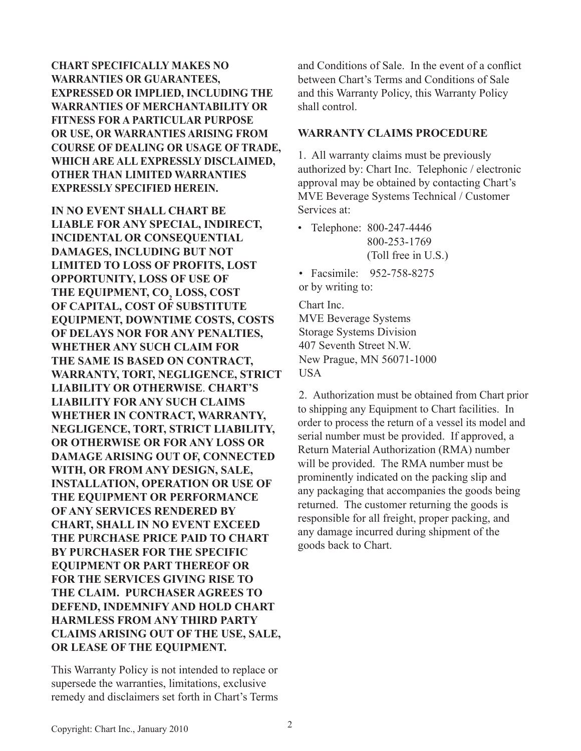**CHART SPECIFICALLY MAKES NO WARRANTIES OR GUARANTEES, EXPRESSED OR IMPLIED, INCLUDING THE WARRANTIES OF MERCHANTABILITY OR FITNESS FOR A PARTICULAR PURPOSE OR USE, OR WARRANTIES ARISING FROM COURSE OF DEALING OR USAGE OF TRADE, WHICH ARE ALL EXPRESSLY DISCLAIMED, OTHER THAN LIMITED WARRANTIES EXPRESSLY SPECIFIED HEREIN.**

**IN NO EVENT SHALL CHART BE LIABLE FOR ANY SPECIAL, INDIRECT, INCIDENTAL OR CONSEQUENTIAL DAMAGES, INCLUDING BUT NOT LIMITED TO LOSS OF PROFITS, LOST OPPORTUNITY, LOSS OF USE OF THE EQUIPMENT, $CO_2$ LOSS, COST OF CAPITAL, COST OF SUBSTITUTE EQUIPMENT, DOWNTIME COSTS, COSTS OF DELAYS NOR FOR ANY PENALTIES, WHETHER ANY SUCH CLAIM FOR THE SAME IS BASED ON CONTRACT, WARRANTY, TORT, NEGLIGENCE, STRICT LIABILITY OR OTHERWISE. CHART'S LIABILITY FOR ANY SUCH CLAIMS WHETHER IN CONTRACT, WARRANTY, NEGLIGENCE, TORT, STRICT LIABILITY, OR OTHERWISE OR FOR ANY LOSS OR DAMAGE ARISING OUT OF, CONNECTED WITH, OR FROM ANY DESIGN, SALE, INSTALLATION, OPERATION OR USE OF THE EQUIPMENT OR PERFORMANCE OF ANY SERVICES RENDERED BY CHART, SHALL IN NO EVENT EXCEED THE PURCHASE PRICE PAID TO CHART BY PURCHASER FOR THE SPECIFIC EQUIPMENT OR PART THEREOF OR FOR THE SERVICES GIVING RISE TO THE CLAIM. PURCHASER AGREES TO DEFEND, INDEMNIFY AND HOLD CHART HARMLESS FROM ANY THIRD PARTY CLAIMS ARISING OUT OF THE USE, SALE, OR LEASE OF THE EQUIPMENT.**

This Warranty Policy is not intended to replace or supersede the warranties, limitations, exclusive remedy and disclaimers set forth in Chart's Terms and Conditions of Sale. In the event of a conflict between Chart's Terms and Conditions of Sale and this Warranty Policy, this Warranty Policy shall control.

## WARRANTY CLAIMS PROCEDURE

1. All warranty claims must be previously authorized by: Chart Inc. Telephonic / electronic approval may be obtained by contacting Chart's MVE Beverage Systems Technical / Customer Services at:

- Telephone: 800-247-4446
  800-253-1769
  (Toll free in U.S.)
- Facsimile: 952-758-8275

or by writing to:

Chart Inc.
MVE Beverage Systems
Storage Systems Division
407 Seventh Street N.W.
New Prague, MN 56071-1000
USA

2. Authorization must be obtained from Chart prior to shipping any Equipment to Chart facilities. In order to process the return of a vessel its model and serial number must be provided. If approved, a Return Material Authorization (RMA) number will be provided. The RMA number must be prominently indicated on the packing slip and any packaging that accompanies the goods being returned. The customer returning the goods is responsible for all freight, proper packing, and any damage incurred during shipment of the goods back to Chart.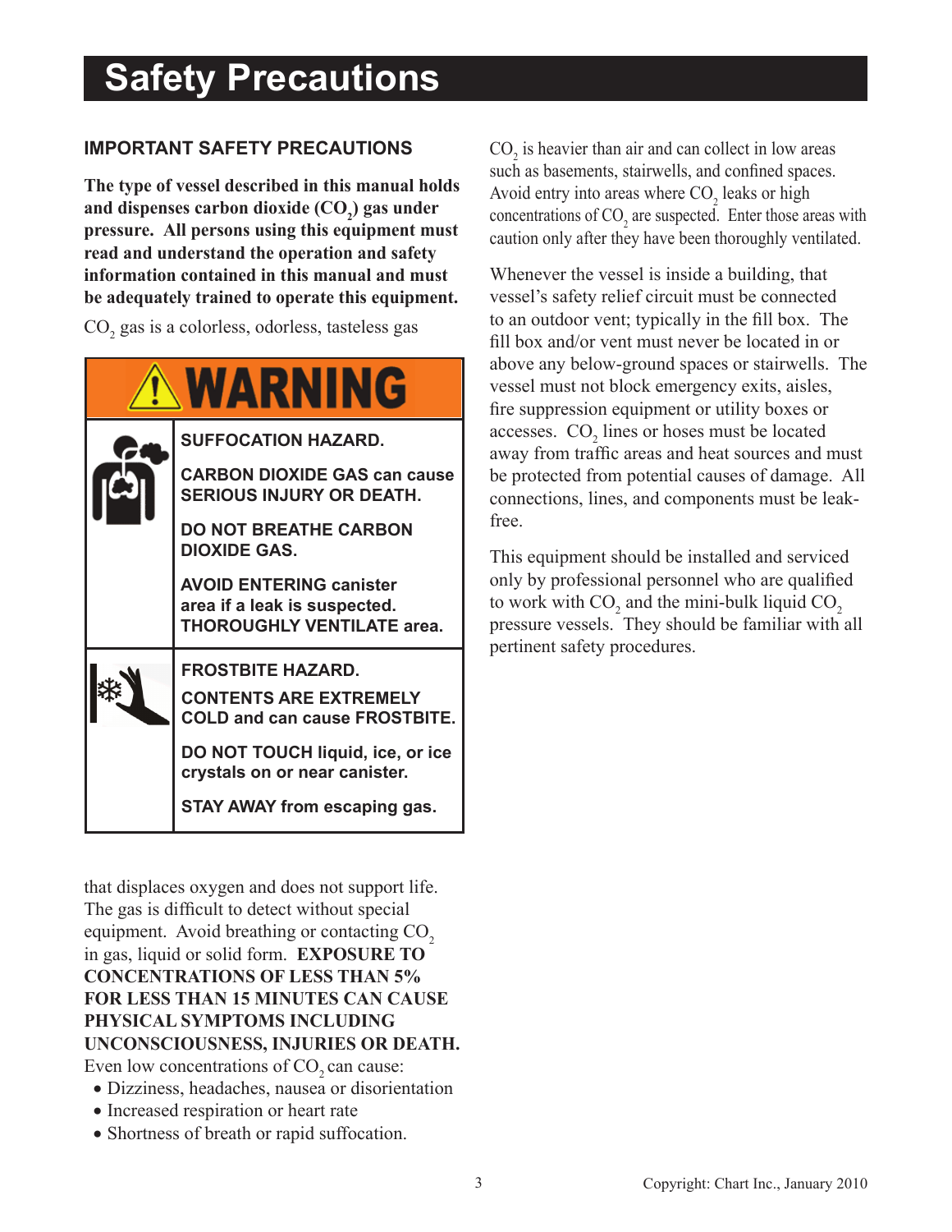# Safety Precautions

## IMPORTANT SAFETY PRECAUTIONS

**The type of vessel described in this manual holds and dispenses carbon dioxide ($CO_2$) gas under pressure. All persons using this equipment must read and understand the operation and safety information contained in this manual and must be adequately trained to operate this equipment.**

$CO_2$ gas is a colorless, odorless, tasteless gas that displaces oxygen and does not support life. The gas is difficult to detect without special equipment. Avoid breathing or contacting $CO_2$ in gas, liquid or solid form. **EXPOSURE TO CONCENTRATIONS OF LESS THAN 5% FOR LESS THAN 15 MINUTES CAN CAUSE PHYSICAL SYMPTOMS INCLUDING UNCONSCIOUSNESS, INJURIES OR DEATH.** Even low concentrations of $CO_2$ can cause:

- Dizziness, headaches, nausea or disorientation
- Increased respiration or heart rate
- Shortness of breath or rapid suffocation.

**⚠ WARNING**

**SUFFOCATION HAZARD.**

**CARBON DIOXIDE GAS can cause SERIOUS INJURY OR DEATH.**

**DO NOT BREATHE CARBON DIOXIDE GAS.**

**AVOID ENTERING canister area if a leak is suspected. THOROUGHLY VENTILATE area.**

**FROSTBITE HAZARD.**

**CONTENTS ARE EXTREMELY COLD and can cause FROSTBITE.**

**DO NOT TOUCH liquid, ice, or ice crystals on or near canister.**

**STAY AWAY from escaping gas.**

$CO_2$ is heavier than air and can collect in low areas such as basements, stairwells, and confined spaces. Avoid entry into areas where $CO_2$ leaks or high concentrations of $CO_2$ are suspected. Enter those areas with caution only after they have been thoroughly ventilated.

Whenever the vessel is inside a building, that vessel's safety relief circuit must be connected to an outdoor vent; typically in the fill box. The fill box and/or vent must never be located in or above any below-ground spaces or stairwells. The vessel must not block emergency exits, aisles, fire suppression equipment or utility boxes or accesses. $CO_2$ lines or hoses must be located away from traffic areas and heat sources and must be protected from potential causes of damage. All connections, lines, and components must be leak-free.

This equipment should be installed and serviced only by professional personnel who are qualified to work with $CO_2$ and the mini-bulk liquid $CO_2$ pressure vessels. They should be familiar with all pertinent safety procedures.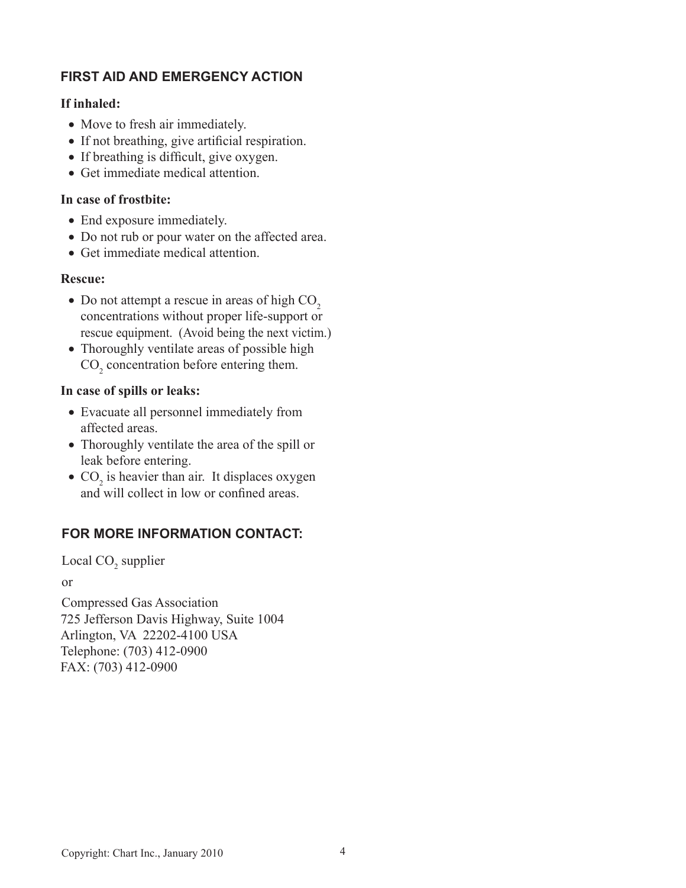## FIRST AID AND EMERGENCY ACTION

**If inhaled:**

- Move to fresh air immediately.
- If not breathing, give artificial respiration.
- If breathing is difficult, give oxygen.
- Get immediate medical attention.

**In case of frostbite:**

- End exposure immediately.
- Do not rub or pour water on the affected area.
- Get immediate medical attention.

**Rescue:**

- Do not attempt a rescue in areas of high $CO_2$ concentrations without proper life-support or rescue equipment. (Avoid being the next victim.)
- Thoroughly ventilate areas of possible high $CO_2$ concentration before entering them.

**In case of spills or leaks:**

- Evacuate all personnel immediately from affected areas.
- Thoroughly ventilate the area of the spill or leak before entering.
- $CO_2$ is heavier than air. It displaces oxygen and will collect in low or confined areas.

## FOR MORE INFORMATION CONTACT:

Local $CO_2$ supplier

or

Compressed Gas Association
725 Jefferson Davis Highway, Suite 1004
Arlington, VA 22202-4100 USA
Telephone: (703) 412-0900
FAX: (703) 412-0900

Copyright: Chart Inc., January 2010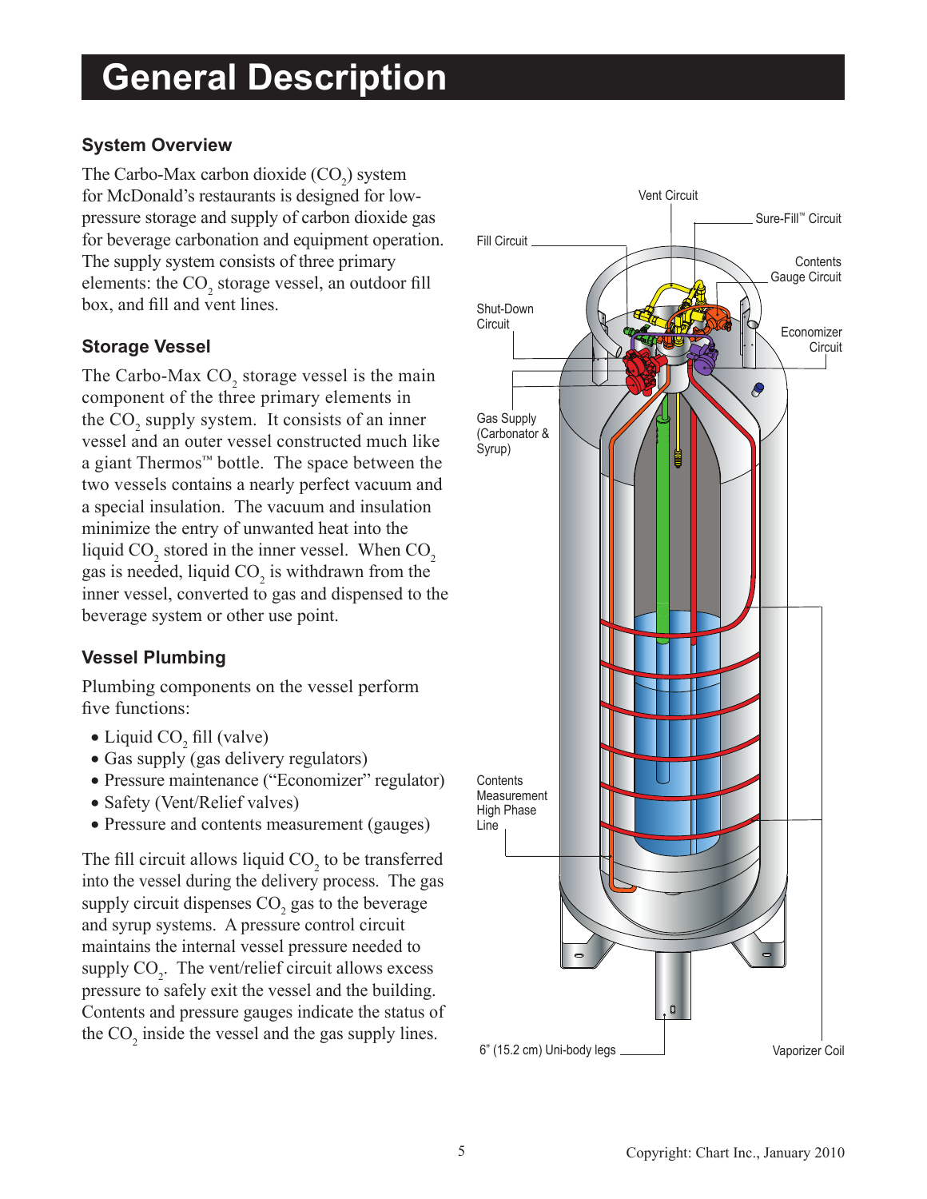# General Description

## System Overview

The Carbo-Max carbon dioxide ($CO_2$) system for McDonald's restaurants is designed for low-pressure storage and supply of carbon dioxide gas for beverage carbonation and equipment operation. The supply system consists of three primary elements: the $CO_2$ storage vessel, an outdoor fill box, and fill and vent lines.

## Storage Vessel

The Carbo-Max $CO_2$ storage vessel is the main component of the three primary elements in the $CO_2$ supply system. It consists of an inner vessel and an outer vessel constructed much like a giant Thermos™ bottle. The space between the two vessels contains a nearly perfect vacuum and a special insulation. The vacuum and insulation minimize the entry of unwanted heat into the liquid $CO_2$ stored in the inner vessel. When $CO_2$ gas is needed, liquid $CO_2$ is withdrawn from the inner vessel, converted to gas and dispensed to the beverage system or other use point.

## Vessel Plumbing

Plumbing components on the vessel perform five functions:

- Liquid $CO_2$ fill (valve)
- Gas supply (gas delivery regulators)
- Pressure maintenance ("Economizer" regulator)
- Safety (Vent/Relief valves)
- Pressure and contents measurement (gauges)

The fill circuit allows liquid $CO_2$ to be transferred into the vessel during the delivery process. The gas supply circuit dispenses $CO_2$ gas to the beverage and syrup systems. A pressure control circuit maintains the internal vessel pressure needed to supply $CO_2$. The vent/relief circuit allows excess pressure to safely exit the vessel and the building. Contents and pressure gauges indicate the status of the $CO_2$ inside the vessel and the gas supply lines.

Vent Circuit
Sure-Fill™ Circuit
Fill Circuit
Contents Gauge Circuit
Shut-Down Circuit
Economizer Circuit
Gas Supply (Carbonator & Syrup)
Contents Measurement High Phase Line
6" (15.2 cm) Uni-body legs
Vaporizer Coil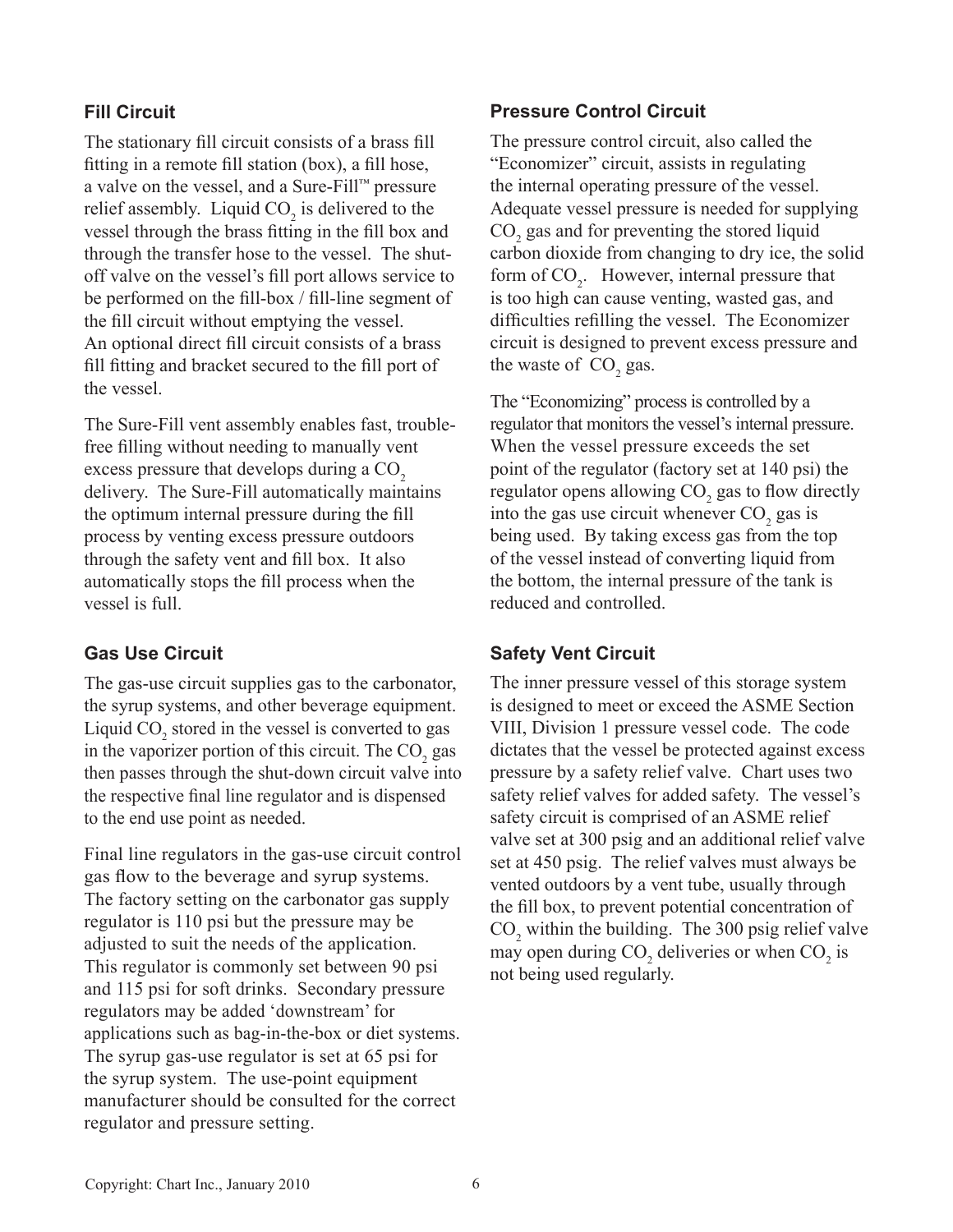### Fill Circuit

The stationary fill circuit consists of a brass fill fitting in a remote fill station (box), a fill hose, a valve on the vessel, and a Sure-Fill™ pressure relief assembly. Liquid $CO_2$ is delivered to the vessel through the brass fitting in the fill box and through the transfer hose to the vessel. The shut-off valve on the vessel's fill port allows service to be performed on the fill-box / fill-line segment of the fill circuit without emptying the vessel. An optional direct fill circuit consists of a brass fill fitting and bracket secured to the fill port of the vessel.

The Sure-Fill vent assembly enables fast, trouble-free filling without needing to manually vent excess pressure that develops during a $CO_2$ delivery. The Sure-Fill automatically maintains the optimum internal pressure during the fill process by venting excess pressure outdoors through the safety vent and fill box. It also automatically stops the fill process when the vessel is full.

### Gas Use Circuit

The gas-use circuit supplies gas to the carbonator, the syrup systems, and other beverage equipment. Liquid $CO_2$ stored in the vessel is converted to gas in the vaporizer portion of this circuit. The $CO_2$ gas then passes through the shut-down circuit valve into the respective final line regulator and is dispensed to the end use point as needed.

Final line regulators in the gas-use circuit control gas flow to the beverage and syrup systems. The factory setting on the carbonator gas supply regulator is 110 psi but the pressure may be adjusted to suit the needs of the application. This regulator is commonly set between 90 psi and 115 psi for soft drinks. Secondary pressure regulators may be added 'downstream' for applications such as bag-in-the-box or diet systems. The syrup gas-use regulator is set at 65 psi for the syrup system. The use-point equipment manufacturer should be consulted for the correct regulator and pressure setting.

### Pressure Control Circuit

The pressure control circuit, also called the "Economizer" circuit, assists in regulating the internal operating pressure of the vessel. Adequate vessel pressure is needed for supplying $CO_2$ gas and for preventing the stored liquid carbon dioxide from changing to dry ice, the solid form of $CO_2$. However, internal pressure that is too high can cause venting, wasted gas, and difficulties refilling the vessel. The Economizer circuit is designed to prevent excess pressure and the waste of $CO_2$ gas.

The "Economizing" process is controlled by a regulator that monitors the vessel's internal pressure. When the vessel pressure exceeds the set point of the regulator (factory set at 140 psi) the regulator opens allowing $CO_2$ gas to flow directly into the gas use circuit whenever $CO_2$ gas is being used. By taking excess gas from the top of the vessel instead of converting liquid from the bottom, the internal pressure of the tank is reduced and controlled.

### Safety Vent Circuit

The inner pressure vessel of this storage system is designed to meet or exceed the ASME Section VIII, Division 1 pressure vessel code. The code dictates that the vessel be protected against excess pressure by a safety relief valve. Chart uses two safety relief valves for added safety. The vessel's safety circuit is comprised of an ASME relief valve set at 300 psig and an additional relief valve set at 450 psig. The relief valves must always be vented outdoors by a vent tube, usually through the fill box, to prevent potential concentration of $CO_2$ within the building. The 300 psig relief valve may open during $CO_2$ deliveries or when $CO_2$ is not being used regularly.

Copyright: Chart Inc., January 2010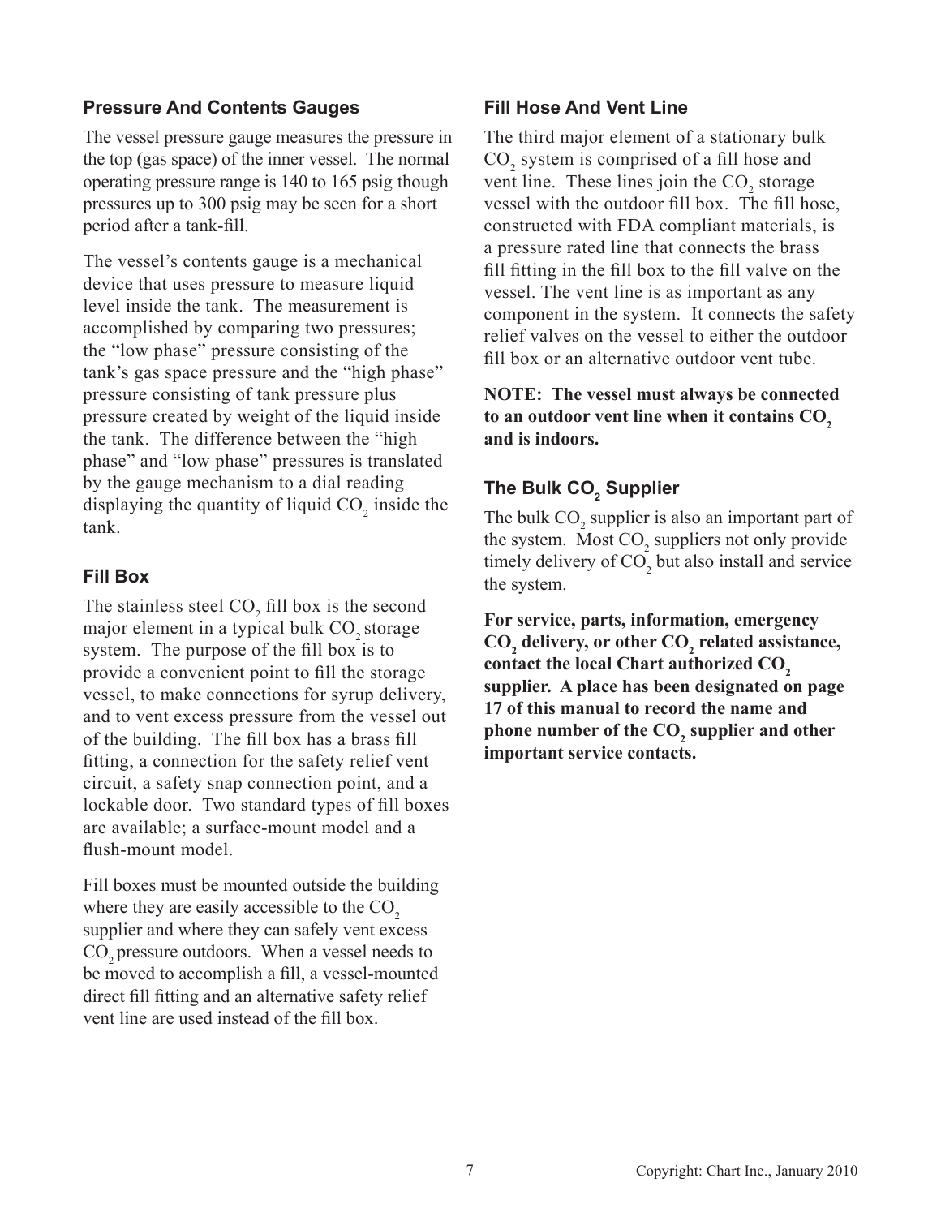### Pressure And Contents Gauges

The vessel pressure gauge measures the pressure in the top (gas space) of the inner vessel. The normal operating pressure range is 140 to 165 psig though pressures up to 300 psig may be seen for a short period after a tank-fill.

The vessel's contents gauge is a mechanical device that uses pressure to measure liquid level inside the tank. The measurement is accomplished by comparing two pressures; the "low phase" pressure consisting of the tank's gas space pressure and the "high phase" pressure consisting of tank pressure plus pressure created by weight of the liquid inside the tank. The difference between the "high phase" and "low phase" pressures is translated by the gauge mechanism to a dial reading displaying the quantity of liquid $CO_2$ inside the tank.

### Fill Box

The stainless steel $CO_2$ fill box is the second major element in a typical bulk $CO_2$ storage system. The purpose of the fill box is to provide a convenient point to fill the storage vessel, to make connections for syrup delivery, and to vent excess pressure from the vessel out of the building. The fill box has a brass fill fitting, a connection for the safety relief vent circuit, a safety snap connection point, and a lockable door. Two standard types of fill boxes are available; a surface-mount model and a flush-mount model.

Fill boxes must be mounted outside the building where they are easily accessible to the $CO_2$ supplier and where they can safely vent excess $CO_2$ pressure outdoors. When a vessel needs to be moved to accomplish a fill, a vessel-mounted direct fill fitting and an alternative safety relief vent line are used instead of the fill box.

### Fill Hose And Vent Line

The third major element of a stationary bulk $CO_2$ system is comprised of a fill hose and vent line. These lines join the $CO_2$ storage vessel with the outdoor fill box. The fill hose, constructed with FDA compliant materials, is a pressure rated line that connects the brass fill fitting in the fill box to the fill valve on the vessel. The vent line is as important as any component in the system. It connects the safety relief valves on the vessel to either the outdoor fill box or an alternative outdoor vent tube.

**NOTE: The vessel must always be connected to an outdoor vent line when it contains $CO_2$ and is indoors.**

### The Bulk $CO_2$ Supplier

The bulk $CO_2$ supplier is also an important part of the system. Most $CO_2$ suppliers not only provide timely delivery of $CO_2$ but also install and service the system.

**For service, parts, information, emergency $CO_2$ delivery, or other $CO_2$ related assistance, contact the local Chart authorized $CO_2$ supplier. A place has been designated on page 17 of this manual to record the name and phone number of the $CO_2$ supplier and other important service contacts.**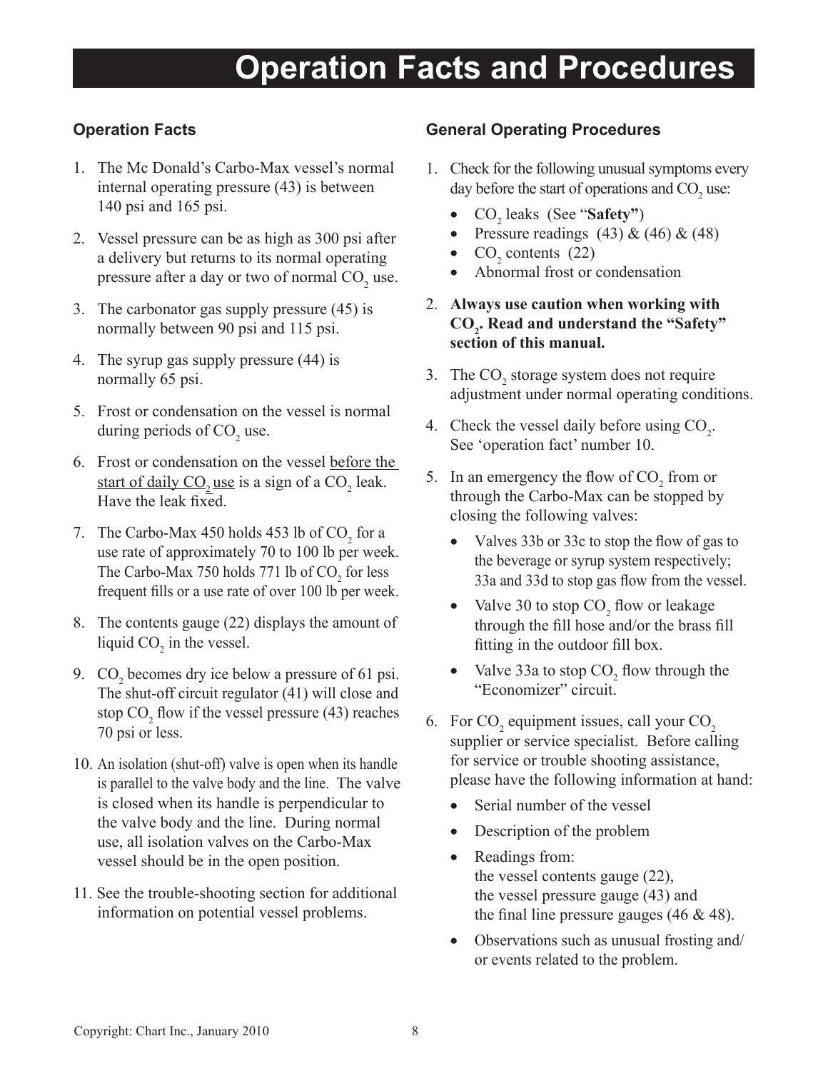# Operation Facts and Procedures

## Operation Facts

1. The Mc Donald's Carbo-Max vessel's normal internal operating pressure (43) is between 140 psi and 165 psi.
2. Vessel pressure can be as high as 300 psi after a delivery but returns to its normal operating pressure after a day or two of normal $CO_2$ use.
3. The carbonator gas supply pressure (45) is normally between 90 psi and 115 psi.
4. The syrup gas supply pressure (44) is normally 65 psi.
5. Frost or condensation on the vessel is normal during periods of $CO_2$ use.
6. Frost or condensation on the vessel <u>before the start of daily $CO_2$ use</u> is a sign of a $CO_2$ leak. Have the leak fixed.
7. The Carbo-Max 450 holds 453 lb of $CO_2$ for a use rate of approximately 70 to 100 lb per week. The Carbo-Max 750 holds 771 lb of $CO_2$ for less frequent fills or a use rate of over 100 lb per week.
8. The contents gauge (22) displays the amount of liquid $CO_2$ in the vessel.
9. $CO_2$ becomes dry ice below a pressure of 61 psi. The shut-off circuit regulator (41) will close and stop $CO_2$ flow if the vessel pressure (43) reaches 70 psi or less.
10. An isolation (shut-off) valve is open when its handle is parallel to the valve body and the line. The valve is closed when its handle is perpendicular to the valve body and the line. During normal use, all isolation valves on the Carbo-Max vessel should be in the open position.
11. See the trouble-shooting section for additional information on potential vessel problems.

## General Operating Procedures

1. Check for the following unusual symptoms every day before the start of operations and $CO_2$ use:
   - $CO_2$ leaks (See "**Safety"**)
   - Pressure readings (43) & (46) & (48)
   - $CO_2$ contents (22)
   - Abnormal frost or condensation
2. **Always use caution when working with $CO_2$. Read and understand the "Safety" section of this manual.**
3. The $CO_2$ storage system does not require adjustment under normal operating conditions.
4. Check the vessel daily before using $CO_2$. See 'operation fact' number 10.
5. In an emergency the flow of $CO_2$ from or through the Carbo-Max can be stopped by closing the following valves:
   - Valves 33b or 33c to stop the flow of gas to the beverage or syrup system respectively; 33a and 33d to stop gas flow from the vessel.
   - Valve 30 to stop $CO_2$ flow or leakage through the fill hose and/or the brass fill fitting in the outdoor fill box.
   - Valve 33a to stop $CO_2$ flow through the "Economizer" circuit.
6. For $CO_2$ equipment issues, call your $CO_2$ supplier or service specialist. Before calling for service or trouble shooting assistance, please have the following information at hand:
   - Serial number of the vessel
   - Description of the problem
   - Readings from:
     the vessel contents gauge (22),
     the vessel pressure gauge (43) and
     the final line pressure gauges (46 & 48).
   - Observations such as unusual frosting and/or events related to the problem.

Copyright: Chart Inc., January 2010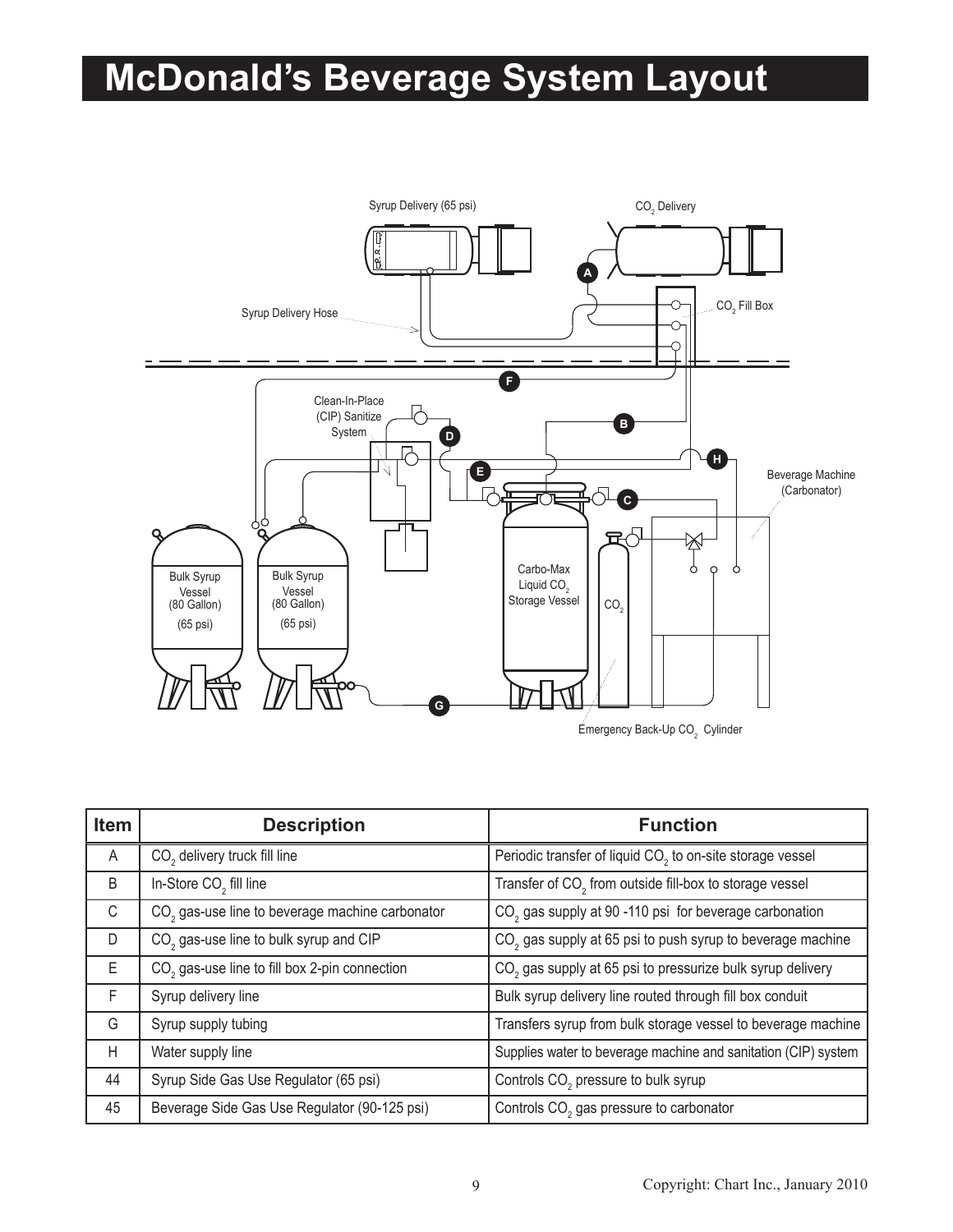# McDonald's Beverage System Layout

| Item | Description | Function |
|---|---|---|
| A | $CO_2$ delivery truck fill line | Periodic transfer of liquid $CO_2$ to on-site storage vessel |
| B | In-Store $CO_2$ fill line | Transfer of $CO_2$ from outside fill-box to storage vessel |
| C | $CO_2$ gas-use line to beverage machine carbonator | $CO_2$ gas supply at 90 -110 psi for beverage carbonation |
| D | $CO_2$ gas-use line to bulk syrup and CIP | $CO_2$ gas supply at 65 psi to push syrup to beverage machine |
| E | $CO_2$ gas-use line to fill box 2-pin connection | $CO_2$ gas supply at 65 psi to pressurize bulk syrup delivery |
| F | Syrup delivery line | Bulk syrup delivery line routed through fill box conduit |
| G | Syrup supply tubing | Transfers syrup from bulk storage vessel to beverage machine |
| H | Water supply line | Supplies water to beverage machine and sanitation (CIP) system |
| 44 | Syrup Side Gas Use Regulator (65 psi) | Controls $CO_2$ pressure to bulk syrup |
| 45 | Beverage Side Gas Use Regulator (90-125 psi) | Controls $CO_2$ gas pressure to carbonator |

Copyright: Chart Inc., January 2010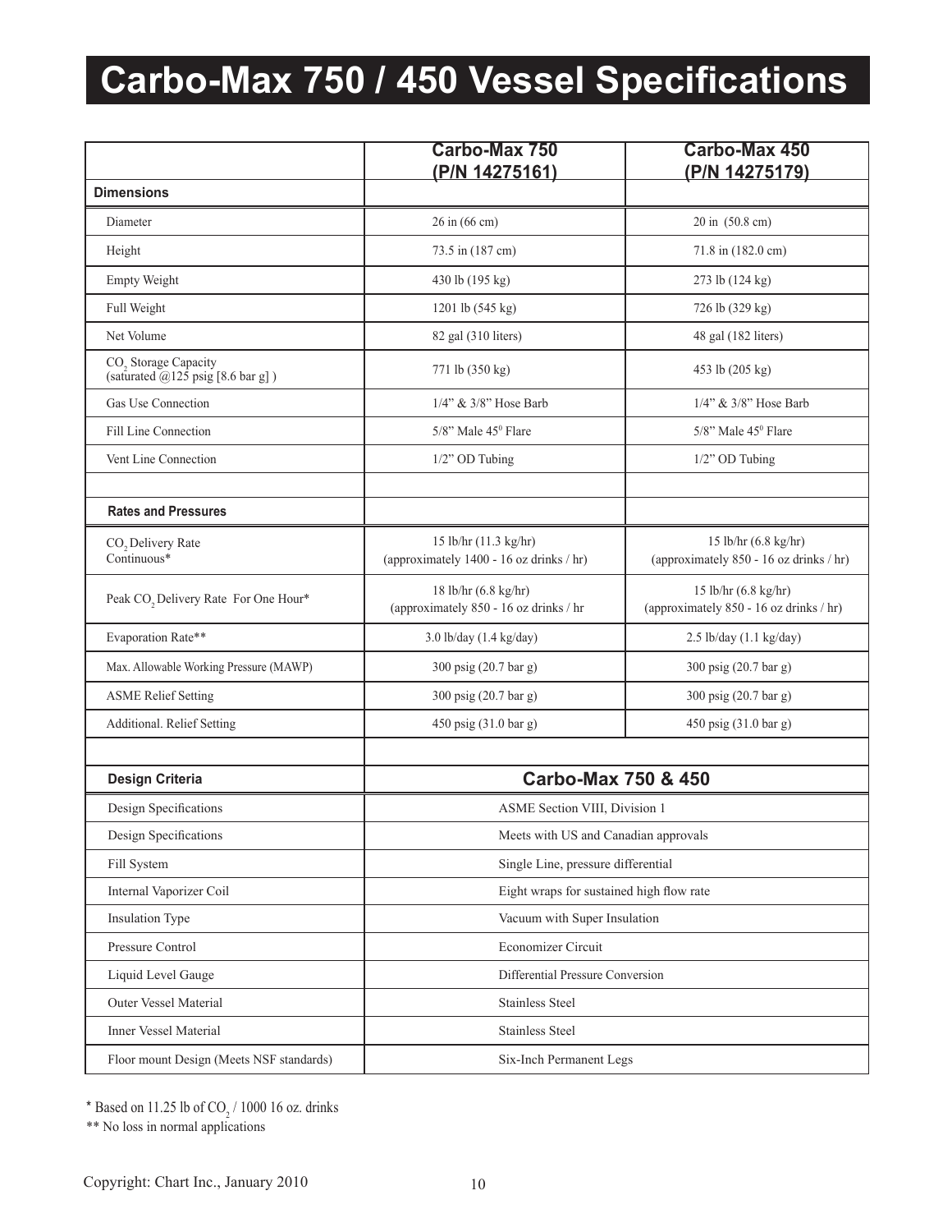# Carbo-Max 750 / 450 Vessel Specifications

| | Carbo-Max 750 (P/N 14275161) | Carbo-Max 450 (P/N 14275179) |
|---|---|---|
| **Dimensions** | | |
| Diameter | 26 in (66 cm) | 20 in (50.8 cm) |
| Height | 73.5 in (187 cm) | 71.8 in (182.0 cm) |
| Empty Weight | 430 lb (195 kg) | 273 lb (124 kg) |
| Full Weight | 1201 lb (545 kg) | 726 lb (329 kg) |
| Net Volume | 82 gal (310 liters) | 48 gal (182 liters) |
| $CO_2$ Storage Capacity (saturated @125 psig [8.6 bar g] ) | 771 lb (350 kg) | 453 lb (205 kg) |
| Gas Use Connection | 1/4" & 3/8" Hose Barb | 1/4" & 3/8" Hose Barb |
| Fill Line Connection | 5/8" Male 45$^0$ Flare | 5/8" Male 45$^0$ Flare |
| Vent Line Connection | 1/2" OD Tubing | 1/2" OD Tubing |
| | | |
| **Rates and Pressures** | | |
| $CO_2$ Delivery Rate Continuous* | 15 lb/hr (11.3 kg/hr) (approximately 1400 - 16 oz drinks / hr) | 15 lb/hr (6.8 kg/hr) (approximately 850 - 16 oz drinks / hr) |
| Peak $CO_2$ Delivery Rate For One Hour* | 18 lb/hr (6.8 kg/hr) (approximately 850 - 16 oz drinks / hr | 15 lb/hr (6.8 kg/hr) (approximately 850 - 16 oz drinks / hr) |
| Evaporation Rate** | 3.0 lb/day (1.4 kg/day) | 2.5 lb/day (1.1 kg/day) |
| Max. Allowable Working Pressure (MAWP) | 300 psig (20.7 bar g) | 300 psig (20.7 bar g) |
| ASME Relief Setting | 300 psig (20.7 bar g) | 300 psig (20.7 bar g) |
| Additional. Relief Setting | 450 psig (31.0 bar g) | 450 psig (31.0 bar g) |

| Design Criteria | Carbo-Max 750 & 450 |
|---|---|
| Design Specifications | ASME Section VIII, Division 1 |
| Design Specifications | Meets with US and Canadian approvals |
| Fill System | Single Line, pressure differential |
| Internal Vaporizer Coil | Eight wraps for sustained high flow rate |
| Insulation Type | Vacuum with Super Insulation |
| Pressure Control | Economizer Circuit |
| Liquid Level Gauge | Differential Pressure Conversion |
| Outer Vessel Material | Stainless Steel |
| Inner Vessel Material | Stainless Steel |
| Floor mount Design (Meets NSF standards) | Six-Inch Permanent Legs |

\* Based on 11.25 lb of $CO_2$ / 1000 16 oz. drinks

** No loss in normal applications

Copyright: Chart Inc., January 2010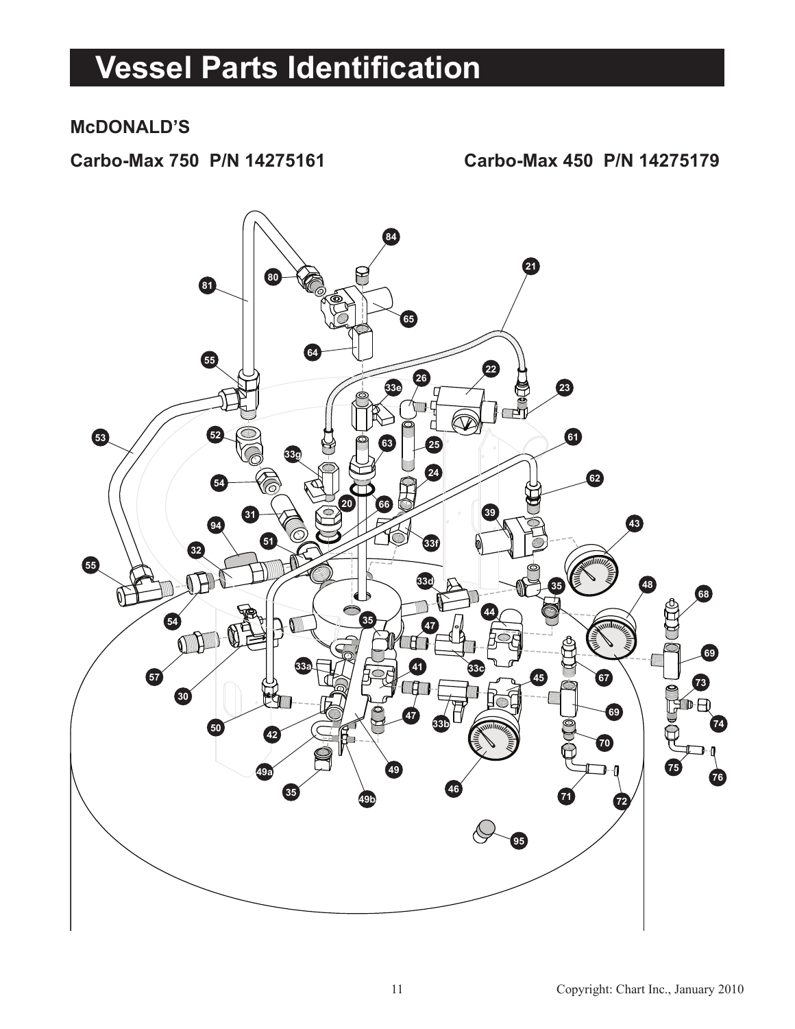# Vessel Parts Identification

## McDONALD'S

**Carbo-Max 750 P/N 14275161**

**Carbo-Max 450 P/N 14275179**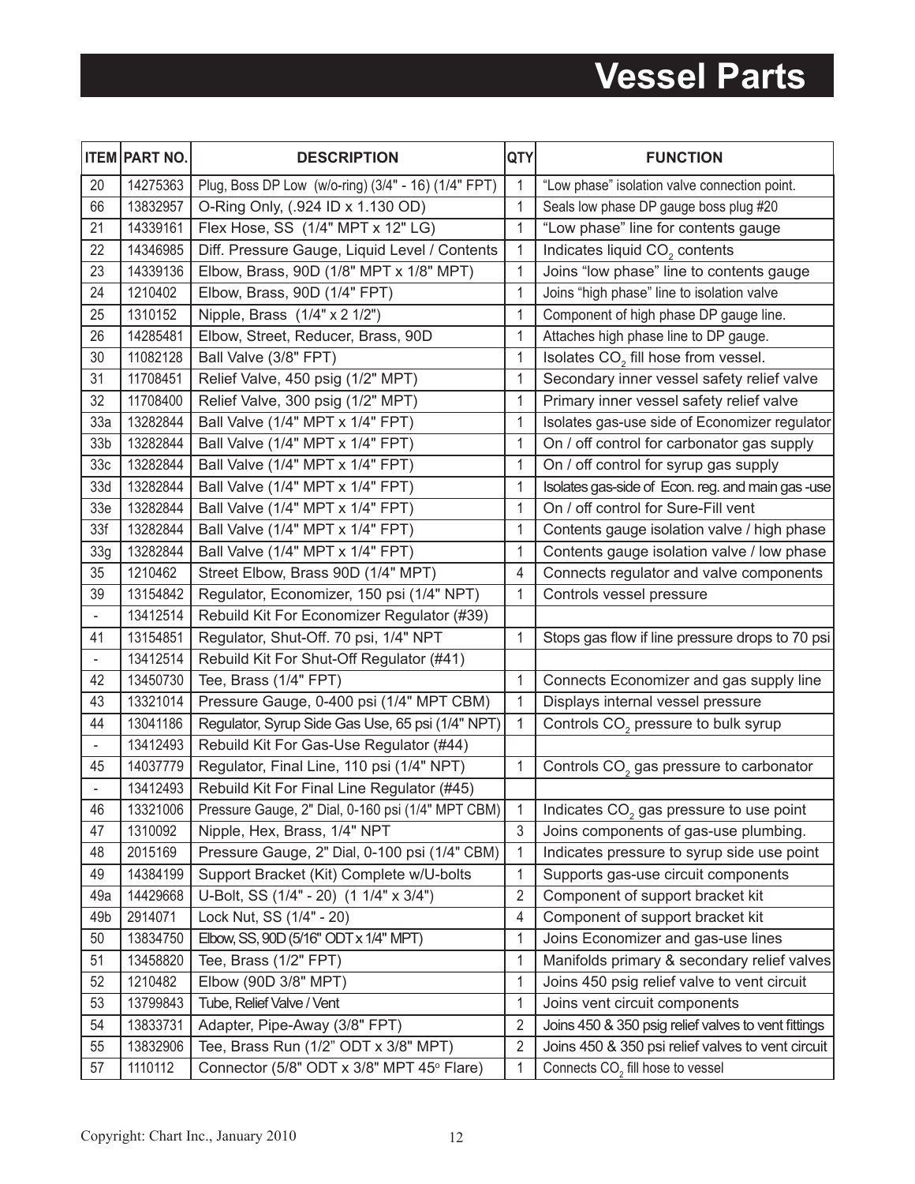# Vessel Parts

| ITEM | PART NO. | DESCRIPTION | QTY | FUNCTION |
|---|---|---|---|---|
| 20 | 14275363 | Plug, Boss DP Low (w/o-ring) (3/4" - 16) (1/4" FPT) | 1 | "Low phase" isolation valve connection point. |
| 66 | 13832957 | O-Ring Only, (.924 ID x 1.130 OD) | 1 | Seals low phase DP gauge boss plug #20 |
| 21 | 14339161 | Flex Hose, SS (1/4" MPT x 12" LG) | 1 | "Low phase" line for contents gauge |
| 22 | 14346985 | Diff. Pressure Gauge, Liquid Level / Contents | 1 | Indicates liquid $CO_2$ contents |
| 23 | 14339136 | Elbow, Brass, 90D (1/8" MPT x 1/8" MPT) | 1 | Joins "low phase" line to contents gauge |
| 24 | 1210402 | Elbow, Brass, 90D (1/4" FPT) | 1 | Joins "high phase" line to isolation valve |
| 25 | 1310152 | Nipple, Brass (1/4" x 2 1/2") | 1 | Component of high phase DP gauge line. |
| 26 | 14285481 | Elbow, Street, Reducer, Brass, 90D | 1 | Attaches high phase line to DP gauge. |
| 30 | 11082128 | Ball Valve (3/8" FPT) | 1 | Isolates $CO_2$ fill hose from vessel. |
| 31 | 11708451 | Relief Valve, 450 psig (1/2" MPT) | 1 | Secondary inner vessel safety relief valve |
| 32 | 11708400 | Relief Valve, 300 psig (1/2" MPT) | 1 | Primary inner vessel safety relief valve |
| 33a | 13282844 | Ball Valve (1/4" MPT x 1/4" FPT) | 1 | Isolates gas-use side of Economizer regulator |
| 33b | 13282844 | Ball Valve (1/4" MPT x 1/4" FPT) | 1 | On / off control for carbonator gas supply |
| 33c | 13282844 | Ball Valve (1/4" MPT x 1/4" FPT) | 1 | On / off control for syrup gas supply |
| 33d | 13282844 | Ball Valve (1/4" MPT x 1/4" FPT) | 1 | Isolates gas-side of Econ. reg. and main gas -use |
| 33e | 13282844 | Ball Valve (1/4" MPT x 1/4" FPT) | 1 | On / off control for Sure-Fill vent |
| 33f | 13282844 | Ball Valve (1/4" MPT x 1/4" FPT) | 1 | Contents gauge isolation valve / high phase |
| 33g | 13282844 | Ball Valve (1/4" MPT x 1/4" FPT) | 1 | Contents gauge isolation valve / low phase |
| 35 | 1210462 | Street Elbow, Brass 90D (1/4" MPT) | 4 | Connects regulator and valve components |
| 39 | 13154842 | Regulator, Economizer, 150 psi (1/4" NPT) | 1 | Controls vessel pressure |
| - | 13412514 | Rebuild Kit For Economizer Regulator (#39) | | |
| 41 | 13154851 | Regulator, Shut-Off. 70 psi, 1/4" NPT | 1 | Stops gas flow if line pressure drops to 70 psi |
| - | 13412514 | Rebuild Kit For Shut-Off Regulator (#41) | | |
| 42 | 13450730 | Tee, Brass (1/4" FPT) | 1 | Connects Economizer and gas supply line |
| 43 | 13321014 | Pressure Gauge, 0-400 psi (1/4" MPT CBM) | 1 | Displays internal vessel pressure |
| 44 | 13041186 | Regulator, Syrup Side Gas Use, 65 psi (1/4" NPT) | 1 | Controls $CO_2$ pressure to bulk syrup |
| - | 13412493 | Rebuild Kit For Gas-Use Regulator (#44) | | |
| 45 | 14037779 | Regulator, Final Line, 110 psi (1/4" NPT) | 1 | Controls $CO_2$ gas pressure to carbonator |
| - | 13412493 | Rebuild Kit For Final Line Regulator (#45) | | |
| 46 | 13321006 | Pressure Gauge, 2" Dial, 0-160 psi (1/4" MPT CBM) | 1 | Indicates $CO_2$ gas pressure to use point |
| 47 | 1310092 | Nipple, Hex, Brass, 1/4" NPT | 3 | Joins components of gas-use plumbing. |
| 48 | 2015169 | Pressure Gauge, 2" Dial, 0-100 psi (1/4" CBM) | 1 | Indicates pressure to syrup side use point |
| 49 | 14384199 | Support Bracket (Kit) Complete w/U-bolts | 1 | Supports gas-use circuit components |
| 49a | 14429668 | U-Bolt, SS (1/4" - 20) (1 1/4" x 3/4") | 2 | Component of support bracket kit |
| 49b | 2914071 | Lock Nut, SS (1/4" - 20) | 4 | Component of support bracket kit |
| 50 | 13834750 | Elbow, SS, 90D (5/16" ODT x 1/4" MPT) | 1 | Joins Economizer and gas-use lines |
| 51 | 13458820 | Tee, Brass (1/2" FPT) | 1 | Manifolds primary & secondary relief valves |
| 52 | 1210482 | Elbow (90D 3/8" MPT) | 1 | Joins 450 psig relief valve to vent circuit |
| 53 | 13799843 | Tube, Relief Valve / Vent | 1 | Joins vent circuit components |
| 54 | 13833731 | Adapter, Pipe-Away (3/8" FPT) | 2 | Joins 450 & 350 psig relief valves to vent fittings |
| 55 | 13832906 | Tee, Brass Run (1/2" ODT x 3/8" MPT) | 2 | Joins 450 & 350 psi relief valves to vent circuit |
| 57 | 1110112 | Connector (5/8" ODT x 3/8" MPT 45° Flare) | 1 | Connects $CO_2$ fill hose to vessel |

Copyright: Chart Inc., January 2010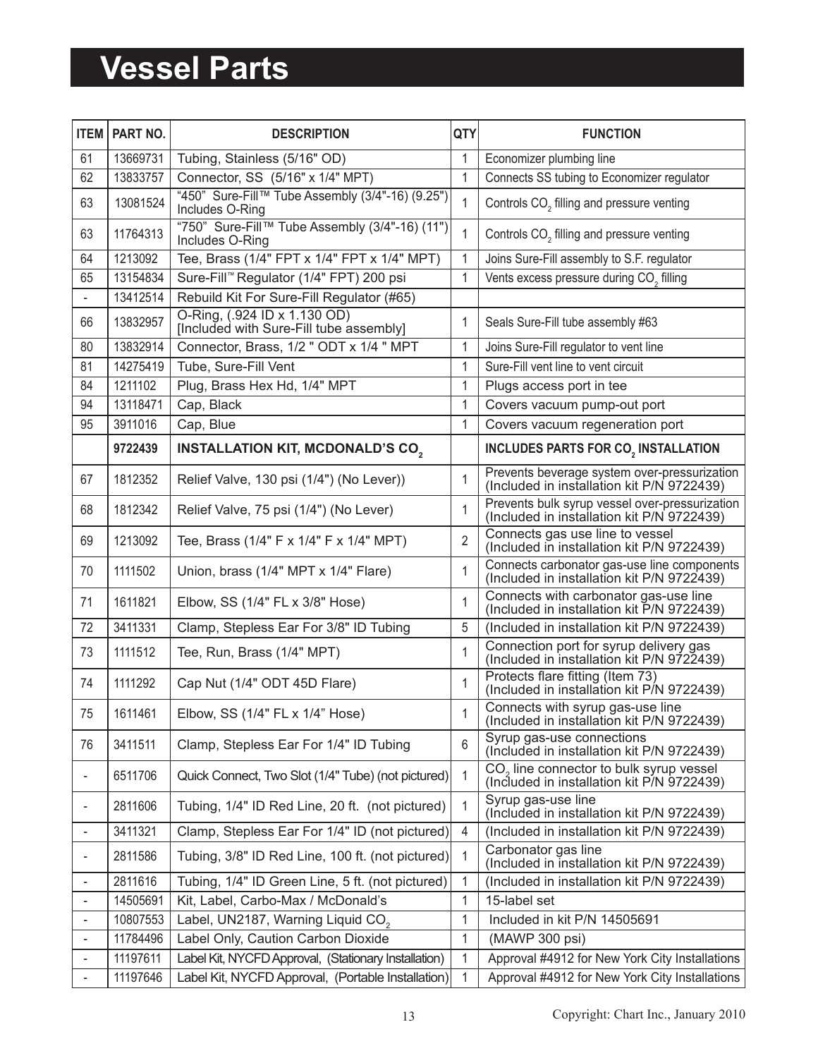# Vessel Parts

| ITEM | PART NO. | DESCRIPTION | QTY | FUNCTION |
|---|---|---|---|---|
| 61 | 13669731 | Tubing, Stainless (5/16" OD) | 1 | Economizer plumbing line |
| 62 | 13833757 | Connector, SS (5/16" x 1/4" MPT) | 1 | Connects SS tubing to Economizer regulator |
| 63 | 13081524 | "450" Sure-Fill™ Tube Assembly (3/4"-16) (9.25") Includes O-Ring | 1 | Controls $CO_2$ filling and pressure venting |
| 63 | 11764313 | "750" Sure-Fill™ Tube Assembly (3/4"-16) (11") Includes O-Ring | 1 | Controls $CO_2$ filling and pressure venting |
| 64 | 1213092 | Tee, Brass (1/4" FPT x 1/4" FPT x 1/4" MPT) | 1 | Joins Sure-Fill assembly to S.F. regulator |
| 65 | 13154834 | Sure-Fill™ Regulator (1/4" FPT) 200 psi | 1 | Vents excess pressure during $CO_2$ filling |
| - | 13412514 | Rebuild Kit For Sure-Fill Regulator (#65) | | |
| 66 | 13832957 | O-Ring, (.924 ID x 1.130 OD) [Included with Sure-Fill tube assembly] | 1 | Seals Sure-Fill tube assembly #63 |
| 80 | 13832914 | Connector, Brass, 1/2 " ODT x 1/4 " MPT | 1 | Joins Sure-Fill regulator to vent line |
| 81 | 14275419 | Tube, Sure-Fill Vent | 1 | Sure-Fill vent line to vent circuit |
| 84 | 1211102 | Plug, Brass Hex Hd, 1/4" MPT | 1 | Plugs access port in tee |
| 94 | 13118471 | Cap, Black | 1 | Covers vacuum pump-out port |
| 95 | 3911016 | Cap, Blue | 1 | Covers vacuum regeneration port |
| | **9722439** | **INSTALLATION KIT, MCDONALD'S $CO_2$** | | **INCLUDES PARTS FOR $CO_2$ INSTALLATION** |
| 67 | 1812352 | Relief Valve, 130 psi (1/4") (No Lever)) | 1 | Prevents beverage system over-pressurization (Included in installation kit P/N 9722439) |
| 68 | 1812342 | Relief Valve, 75 psi (1/4") (No Lever) | 1 | Prevents bulk syrup vessel over-pressurization (Included in installation kit P/N 9722439) |
| 69 | 1213092 | Tee, Brass (1/4" F x 1/4" F x 1/4" MPT) | 2 | Connects gas use line to vessel (Included in installation kit P/N 9722439) |
| 70 | 1111502 | Union, brass (1/4" MPT x 1/4" Flare) | 1 | Connects carbonator gas-use line components (Included in installation kit P/N 9722439) |
| 71 | 1611821 | Elbow, SS (1/4" FL x 3/8" Hose) | 1 | Connects with carbonator gas-use line (Included in installation kit P/N 9722439) |
| 72 | 3411331 | Clamp, Stepless Ear For 3/8" ID Tubing | 5 | (Included in installation kit P/N 9722439) |
| 73 | 1111512 | Tee, Run, Brass (1/4" MPT) | 1 | Connection port for syrup delivery gas (Included in installation kit P/N 9722439) |
| 74 | 1111292 | Cap Nut (1/4" ODT 45D Flare) | 1 | Protects flare fitting (Item 73) (Included in installation kit P/N 9722439) |
| 75 | 1611461 | Elbow, SS (1/4" FL x 1/4" Hose) | 1 | Connects with syrup gas-use line (Included in installation kit P/N 9722439) |
| 76 | 3411511 | Clamp, Stepless Ear For 1/4" ID Tubing | 6 | Syrup gas-use connections (Included in installation kit P/N 9722439) |
| - | 6511706 | Quick Connect, Two Slot (1/4" Tube) (not pictured) | 1 | $CO_2$ line connector to bulk syrup vessel (Included in installation kit P/N 9722439) |
| - | 2811606 | Tubing, 1/4" ID Red Line, 20 ft. (not pictured) | 1 | Syrup gas-use line (Included in installation kit P/N 9722439) |
| - | 3411321 | Clamp, Stepless Ear For 1/4" ID (not pictured) | 4 | (Included in installation kit P/N 9722439) |
| - | 2811586 | Tubing, 3/8" ID Red Line, 100 ft. (not pictured) | 1 | Carbonator gas line (Included in installation kit P/N 9722439) |
| - | 2811616 | Tubing, 1/4" ID Green Line, 5 ft. (not pictured) | 1 | (Included in installation kit P/N 9722439) |
| - | 14505691 | Kit, Label, Carbo-Max / McDonald's | 1 | 15-label set |
| - | 10807553 | Label, UN2187, Warning Liquid $CO_2$ | 1 | Included in kit P/N 14505691 |
| - | 11784496 | Label Only, Caution Carbon Dioxide | 1 | (MAWP 300 psi) |
| - | 11197611 | Label Kit, NYCFD Approval, (Stationary Installation) | 1 | Approval #4912 for New York City Installations |
| - | 11197646 | Label Kit, NYCFD Approval, (Portable Installation) | 1 | Approval #4912 for New York City Installations |

Copyright: Chart Inc., January 2010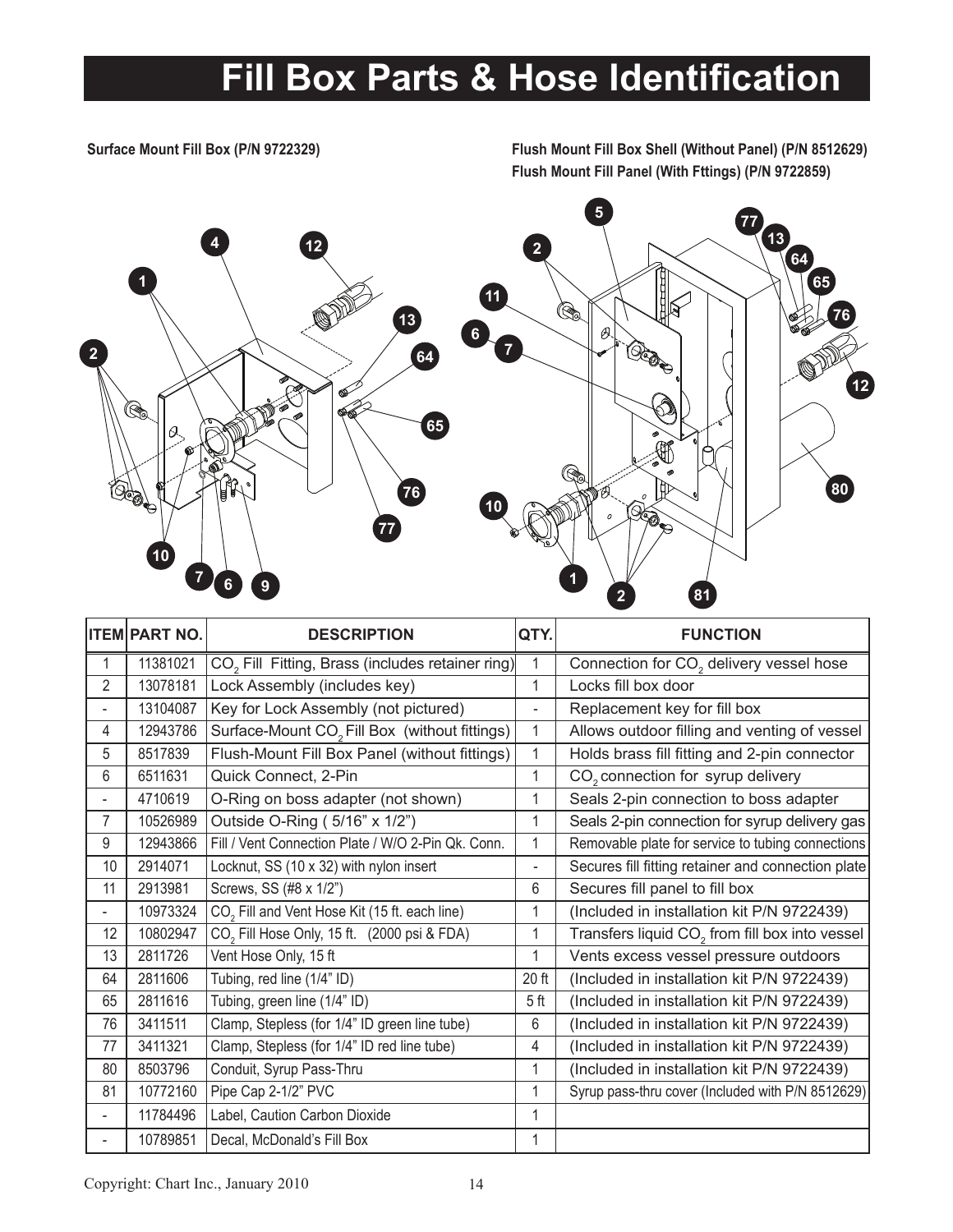# Fill Box Parts & Hose Identification

**Surface Mount Fill Box (P/N 9722329)**

**Flush Mount Fill Box Shell (Without Panel) (P/N 8512629)**
**Flush Mount Fill Panel (With Fttings) (P/N 9722859)**

| ITEM | PART NO. | DESCRIPTION | QTY. | FUNCTION |
|---|---|---|---|---|
| 1 | 11381021 | $CO_2$ Fill Fitting, Brass (includes retainer ring) | 1 | Connection for $CO_2$ delivery vessel hose |
| 2 | 13078181 | Lock Assembly (includes key) | 1 | Locks fill box door |
| - | 13104087 | Key for Lock Assembly (not pictured) | - | Replacement key for fill box |
| 4 | 12943786 | Surface-Mount $CO_2$ Fill Box (without fittings) | 1 | Allows outdoor filling and venting of vessel |
| 5 | 8517839 | Flush-Mount Fill Box Panel (without fittings) | 1 | Holds brass fill fitting and 2-pin connector |
| 6 | 6511631 | Quick Connect, 2-Pin | 1 | $CO_2$ connection for syrup delivery |
| - | 4710619 | O-Ring on boss adapter (not shown) | 1 | Seals 2-pin connection to boss adapter |
| 7 | 10526989 | Outside O-Ring ( 5/16" x 1/2") | 1 | Seals 2-pin connection for syrup delivery gas |
| 9 | 12943866 | Fill / Vent Connection Plate / W/O 2-Pin Qk. Conn. | 1 | Removable plate for service to tubing connections |
| 10 | 2914071 | Locknut, SS (10 x 32) with nylon insert | - | Secures fill fitting retainer and connection plate |
| 11 | 2913981 | Screws, SS (#8 x 1/2") | 6 | Secures fill panel to fill box |
| - | 10973324 | $CO_2$ Fill and Vent Hose Kit (15 ft. each line) | 1 | (Included in installation kit P/N 9722439) |
| 12 | 10802947 | $CO_2$ Fill Hose Only, 15 ft. (2000 psi & FDA) | 1 | Transfers liquid $CO_2$ from fill box into vessel |
| 13 | 2811726 | Vent Hose Only, 15 ft | 1 | Vents excess vessel pressure outdoors |
| 64 | 2811606 | Tubing, red line (1/4" ID) | 20 ft | (Included in installation kit P/N 9722439) |
| 65 | 2811616 | Tubing, green line (1/4" ID) | 5 ft | (Included in installation kit P/N 9722439) |
| 76 | 3411511 | Clamp, Stepless (for 1/4" ID green line tube) | 6 | (Included in installation kit P/N 9722439) |
| 77 | 3411321 | Clamp, Stepless (for 1/4" ID red line tube) | 4 | (Included in installation kit P/N 9722439) |
| 80 | 8503796 | Conduit, Syrup Pass-Thru | 1 | (Included in installation kit P/N 9722439) |
| 81 | 10772160 | Pipe Cap 2-1/2" PVC | 1 | Syrup pass-thru cover (Included with P/N 8512629) |
| - | 11784496 | Label, Caution Carbon Dioxide | 1 | |
| - | 10789851 | Decal, McDonald's Fill Box | 1 | |

Copyright: Chart Inc., January 2010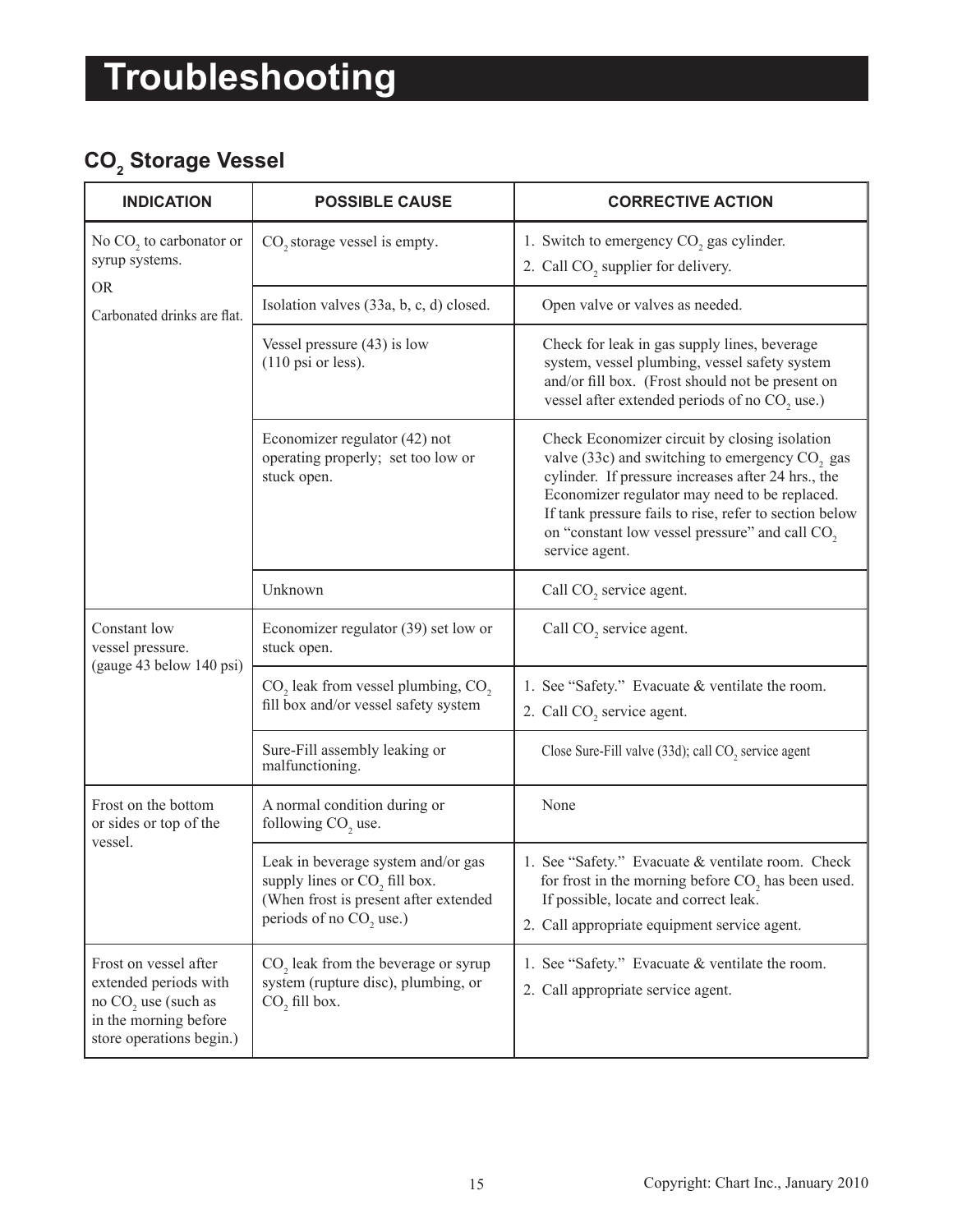# Troubleshooting

## $CO_2$ Storage Vessel

| INDICATION | POSSIBLE CAUSE | CORRECTIVE ACTION |
|---|---|---|
| No $CO_2$ to carbonator or syrup systems.<br>OR<br>Carbonated drinks are flat. | $CO_2$ storage vessel is empty. | 1. Switch to emergency $CO_2$ gas cylinder.<br>2. Call $CO_2$ supplier for delivery. |
| | Isolation valves (33a, b, c, d) closed. | Open valve or valves as needed. |
| | Vessel pressure (43) is low (110 psi or less). | Check for leak in gas supply lines, beverage system, vessel plumbing, vessel safety system and/or fill box. (Frost should not be present on vessel after extended periods of no $CO_2$ use.) |
| | Economizer regulator (42) not operating properly; set too low or stuck open. | Check Economizer circuit by closing isolation valve (33c) and switching to emergency $CO_2$ gas cylinder. If pressure increases after 24 hrs., the Economizer regulator may need to be replaced. If tank pressure fails to rise, refer to section below on "constant low vessel pressure" and call $CO_2$ service agent. |
| | Unknown | Call $CO_2$ service agent. |
| Constant low vessel pressure. (gauge 43 below 140 psi) | Economizer regulator (39) set low or stuck open. | Call $CO_2$ service agent. |
| | $CO_2$ leak from vessel plumbing, $CO_2$ fill box and/or vessel safety system | 1. See "Safety." Evacuate & ventilate the room.<br>2. Call $CO_2$ service agent. |
| | Sure-Fill assembly leaking or malfunctioning. | Close Sure-Fill valve (33d); call $CO_2$ service agent |
| Frost on the bottom or sides or top of the vessel. | A normal condition during or following $CO_2$ use. | None |
| | Leak in beverage system and/or gas supply lines or $CO_2$ fill box. (When frost is present after extended periods of no $CO_2$ use.) | 1. See "Safety." Evacuate & ventilate room. Check for frost in the morning before $CO_2$ has been used. If possible, locate and correct leak.<br>2. Call appropriate equipment service agent. |
| Frost on vessel after extended periods with no $CO_2$ use (such as in the morning before store operations begin.) | $CO_2$ leak from the beverage or syrup system (rupture disc), plumbing, or $CO_2$ fill box. | 1. See "Safety." Evacuate & ventilate the room.<br>2. Call appropriate service agent. |

Copyright: Chart Inc., January 2010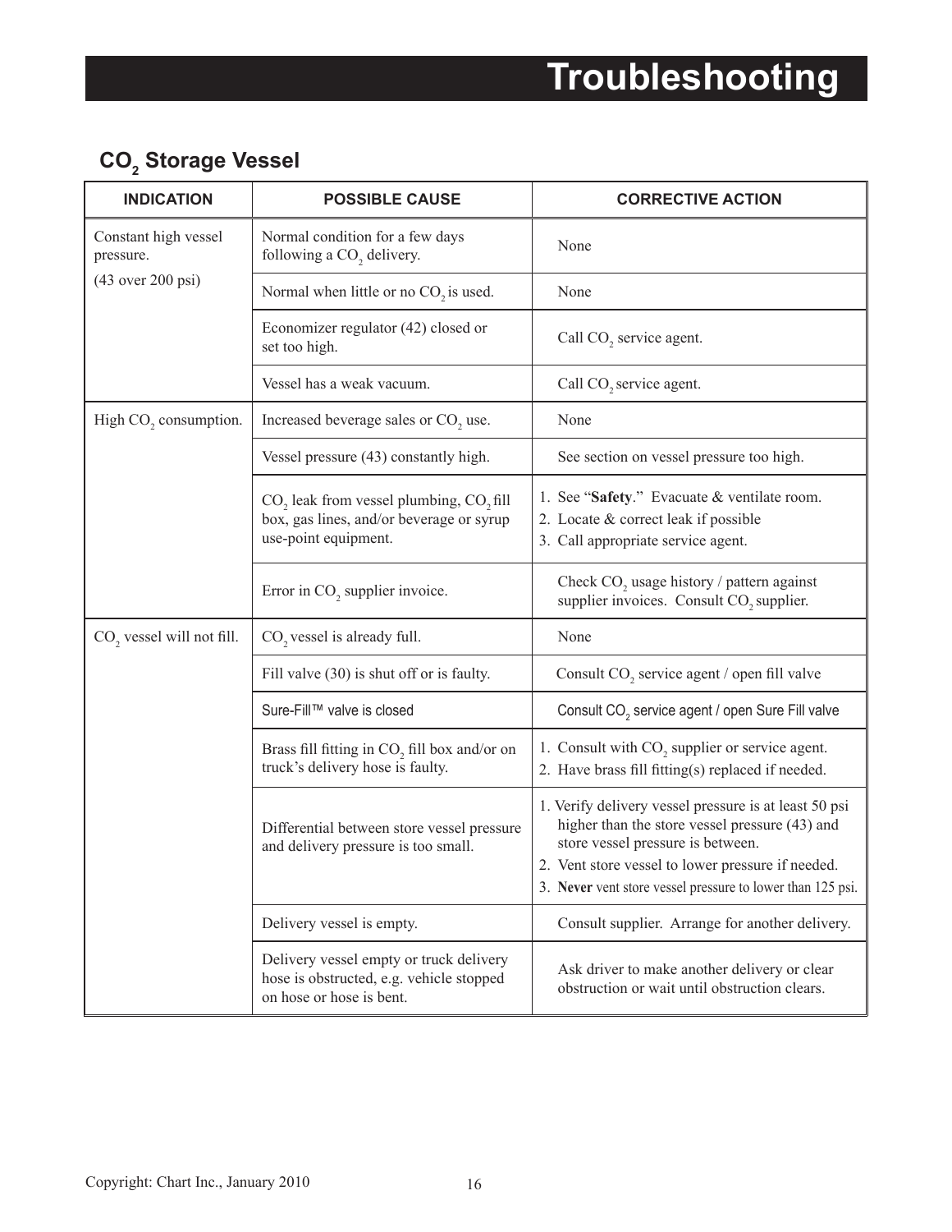# Troubleshooting

## $CO_2$ Storage Vessel

| INDICATION | POSSIBLE CAUSE | CORRECTIVE ACTION |
|---|---|---|
| Constant high vessel pressure. (43 over 200 psi) | Normal condition for a few days following a $CO_2$ delivery. | None |
| | Normal when little or no $CO_2$ is used. | None |
| | Economizer regulator (42) closed or set too high. | Call $CO_2$ service agent. |
| | Vessel has a weak vacuum. | Call $CO_2$ service agent. |
| High $CO_2$ consumption. | Increased beverage sales or $CO_2$ use. | None |
| | Vessel pressure (43) constantly high. | See section on vessel pressure too high. |
| | $CO_2$ leak from vessel plumbing, $CO_2$ fill box, gas lines, and/or beverage or syrup use-point equipment. | 1. See "**Safety**." Evacuate & ventilate room.<br>2. Locate & correct leak if possible<br>3. Call appropriate service agent. |
| | Error in $CO_2$ supplier invoice. | Check $CO_2$ usage history / pattern against supplier invoices. Consult $CO_2$ supplier. |
| $CO_2$ vessel will not fill. | $CO_2$ vessel is already full. | None |
| | Fill valve (30) is shut off or is faulty. | Consult $CO_2$ service agent / open fill valve |
| | Sure-Fill™ valve is closed | Consult $CO_2$ service agent / open Sure Fill valve |
| | Brass fill fitting in $CO_2$ fill box and/or on truck's delivery hose is faulty. | 1. Consult with $CO_2$ supplier or service agent.<br>2. Have brass fill fitting(s) replaced if needed. |
| | Differential between store vessel pressure and delivery pressure is too small. | 1. Verify delivery vessel pressure is at least 50 psi higher than the store vessel pressure (43) and store vessel pressure is between.<br>2. Vent store vessel to lower pressure if needed.<br>3. **Never** vent store vessel pressure to lower than 125 psi. |
| | Delivery vessel is empty. | Consult supplier. Arrange for another delivery. |
| | Delivery vessel empty or truck delivery hose is obstructed, e.g. vehicle stopped on hose or hose is bent. | Ask driver to make another delivery or clear obstruction or wait until obstruction clears. |

Copyright: Chart Inc., January 2010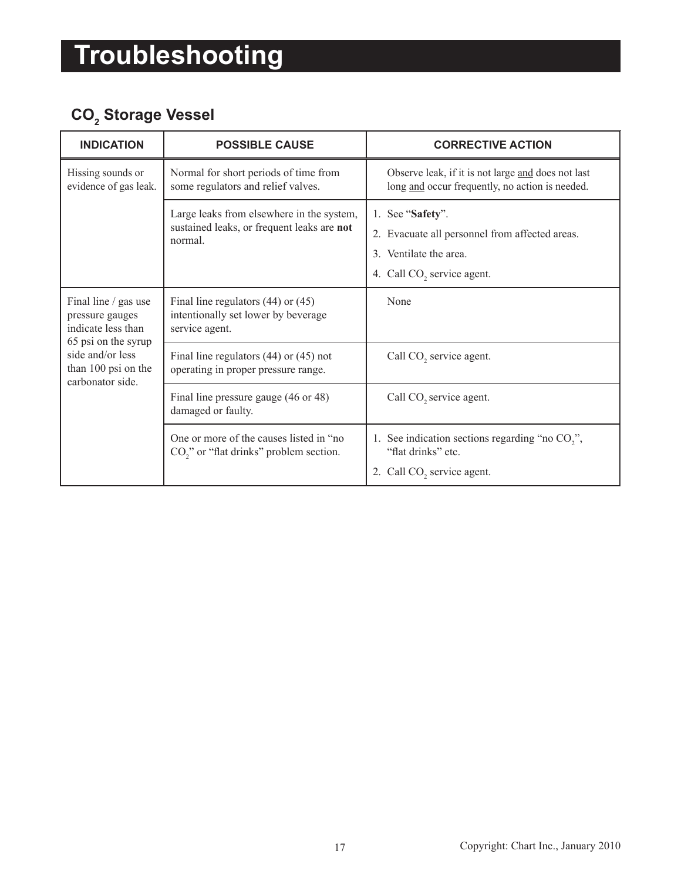# Troubleshooting

## $CO_2$ Storage Vessel

| INDICATION | POSSIBLE CAUSE | CORRECTIVE ACTION |
|---|---|---|
| Hissing sounds or evidence of gas leak. | Normal for short periods of time from some regulators and relief valves. | Observe leak, if it is not large and does not last long and occur frequently, no action is needed. |
| | Large leaks from elsewhere in the system, sustained leaks, or frequent leaks are **not** normal. | 1. See "**Safety**". 2. Evacuate all personnel from affected areas. 3. Ventilate the area. 4. Call $CO_2$ service agent. |
| Final line / gas use pressure gauges indicate less than 65 psi on the syrup side and/or less than 100 psi on the carbonator side. | Final line regulators (44) or (45) intentionally set lower by beverage service agent. | None |
| | Final line regulators (44) or (45) not operating in proper pressure range. | Call $CO_2$ service agent. |
| | Final line pressure gauge (46 or 48) damaged or faulty. | Call $CO_2$ service agent. |
| | One or more of the causes listed in "no $CO_2$" or "flat drinks" problem section. | 1. See indication sections regarding "no $CO_2$", "flat drinks" etc. 2. Call $CO_2$ service agent. |

Copyright: Chart Inc., January 2010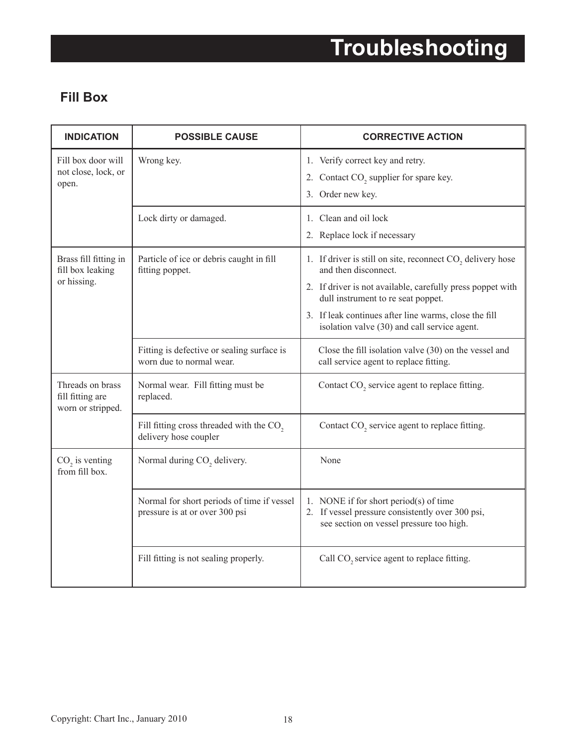# Troubleshooting

## Fill Box

| INDICATION | POSSIBLE CAUSE | CORRECTIVE ACTION |
|---|---|---|
| Fill box door will not close, lock, or open. | Wrong key. | 1. Verify correct key and retry.<br>2. Contact $CO_2$ supplier for spare key.<br>3. Order new key. |
| | Lock dirty or damaged. | 1. Clean and oil lock<br>2. Replace lock if necessary |
| Brass fill fitting in fill box leaking or hissing. | Particle of ice or debris caught in fill fitting poppet. | 1. If driver is still on site, reconnect $CO_2$ delivery hose and then disconnect.<br>2. If driver is not available, carefully press poppet with dull instrument to re seat poppet.<br>3. If leak continues after line warms, close the fill isolation valve (30) and call service agent. |
| | Fitting is defective or sealing surface is worn due to normal wear. | Close the fill isolation valve (30) on the vessel and call service agent to replace fitting. |
| Threads on brass fill fitting are worn or stripped. | Normal wear. Fill fitting must be replaced. | Contact $CO_2$ service agent to replace fitting. |
| | Fill fitting cross threaded with the $CO_2$ delivery hose coupler | Contact $CO_2$ service agent to replace fitting. |
| $CO_2$ is venting from fill box. | Normal during $CO_2$ delivery. | None |
| | Normal for short periods of time if vessel pressure is at or over 300 psi | 1. NONE if for short period(s) of time<br>2. If vessel pressure consistently over 300 psi, see section on vessel pressure too high. |
| | Fill fitting is not sealing properly. | Call $CO_2$ service agent to replace fitting. |

Copyright: Chart Inc., January 2010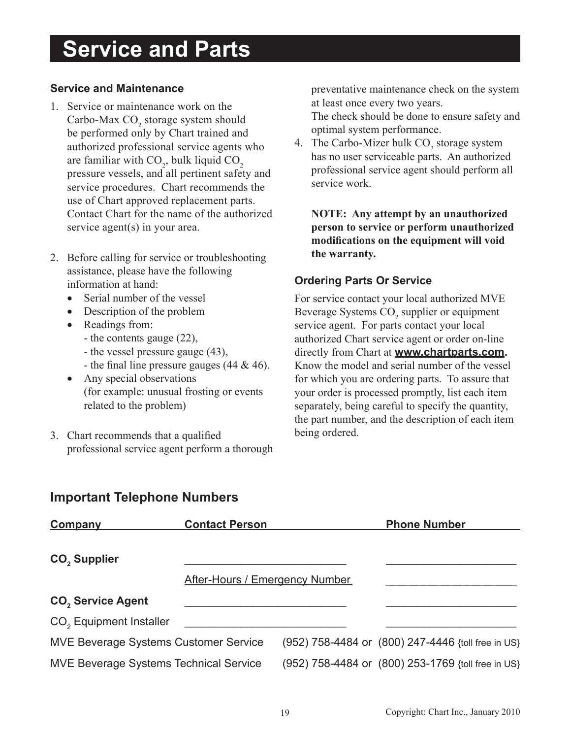# Service and Parts

### Service and Maintenance

1. Service or maintenance work on the Carbo-Max $CO_2$ storage system should be performed only by Chart trained and authorized professional service agents who are familiar with $CO_2$, bulk liquid $CO_2$ pressure vessels, and all pertinent safety and service procedures. Chart recommends the use of Chart approved replacement parts. Contact Chart for the name of the authorized service agent(s) in your area.

2. Before calling for service or troubleshooting assistance, please have the following information at hand:
   - Serial number of the vessel
   - Description of the problem
   - Readings from:
     - the contents gauge (22),
     - the vessel pressure gauge (43),
     - the final line pressure gauges (44 & 46).
   - Any special observations (for example: unusual frosting or events related to the problem)

3. Chart recommends that a qualified professional service agent perform a thorough preventative maintenance check on the system at least once every two years.
   The check should be done to ensure safety and optimal system performance.

4. The Carbo-Mizer bulk $CO_2$ storage system has no user serviceable parts. An authorized professional service agent should perform all service work.

   **NOTE: Any attempt by an unauthorized person to service or perform unauthorized modifications on the equipment will void the warranty.**

### Ordering Parts Or Service

For service contact your local authorized MVE Beverage Systems $CO_2$ supplier or equipment service agent. For parts contact your local authorized Chart service agent or order on-line directly from Chart at **www.chartparts.com**. Know the model and serial number of the vessel for which you are ordering parts. To assure that your order is processed promptly, list each item separately, being careful to specify the quantity, the part number, and the description of each item being ordered.

## Important Telephone Numbers

| Company | Contact Person | Phone Number |
|---|---|---|
| **$CO_2$ Supplier** | ___________________________ | _____________________ |
| | After-Hours / Emergency Number | _____________________ |
| **$CO_2$ Service Agent** | ___________________________ | _____________________ |
| $CO_2$ Equipment Installer | ___________________________ | _____________________ |
| MVE Beverage Systems Customer Service | | (952) 758-4484 or (800) 247-4446 {toll free in US} |
| MVE Beverage Systems Technical Service | | (952) 758-4484 or (800) 253-1769 {toll free in US} |

Copyright: Chart Inc., January 2010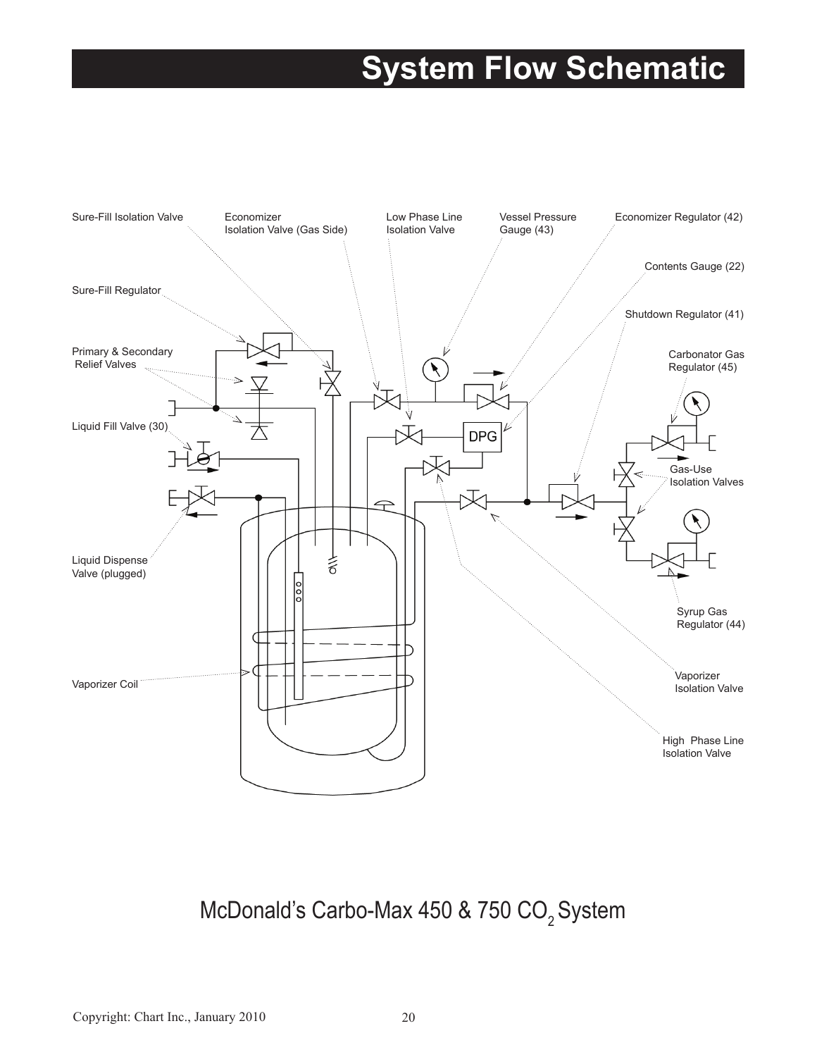# System Flow Schematic

Sure-Fill Isolation Valve

Economizer Isolation Valve (Gas Side)

Low Phase Line Isolation Valve

Vessel Pressure Gauge (43)

Economizer Regulator (42)

Contents Gauge (22)

Sure-Fill Regulator

Shutdown Regulator (41)

Primary & Secondary Relief Valves

Carbonator Gas Regulator (45)

Liquid Fill Valve (30)

DPG

Gas-Use Isolation Valves

Liquid Dispense Valve (plugged)

Syrup Gas Regulator (44)

Vaporizer Coil

Vaporizer Isolation Valve

High Phase Line Isolation Valve

McDonald's Carbo-Max 450 & 750 $CO_2$ System

Copyright: Chart Inc., January 2010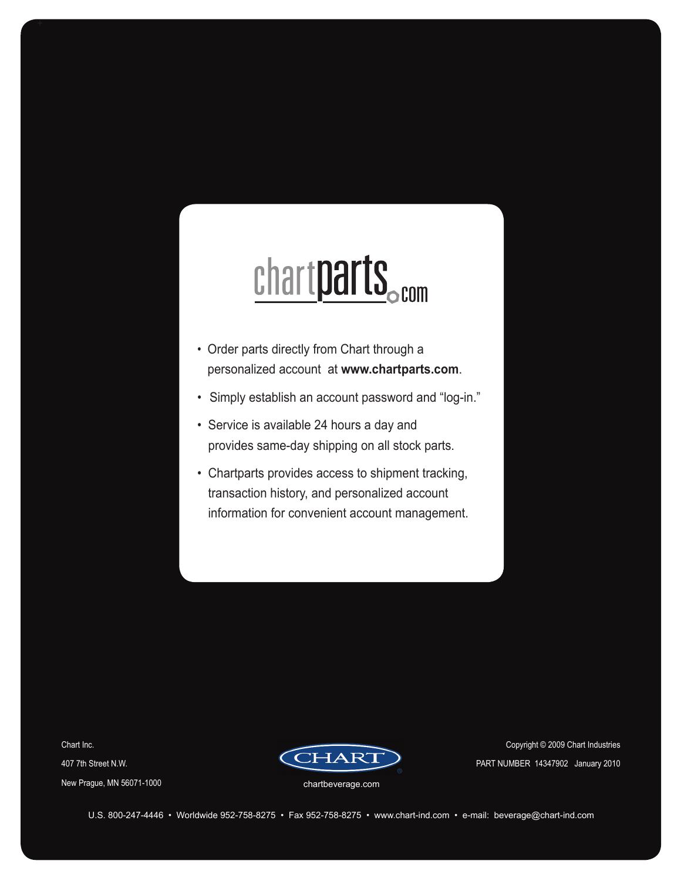# chartparts.com

- Order parts directly from Chart through a personalized account at **www.chartparts.com**.
- Simply establish an account password and "log-in."
- Service is available 24 hours a day and provides same-day shipping on all stock parts.
- Chartparts provides access to shipment tracking, transaction history, and personalized account information for convenient account management.

Chart Inc.
407 7th Street N.W.
New Prague, MN 56071-1000

CHART
chartbeverage.com

Copyright © 2009 Chart Industries
PART NUMBER 14347902 January 2010

U.S. 800-247-4446 • Worldwide 952-758-8275 • Fax 952-758-8275 • www.chart-ind.com • e-mail: beverage@chart-ind.com